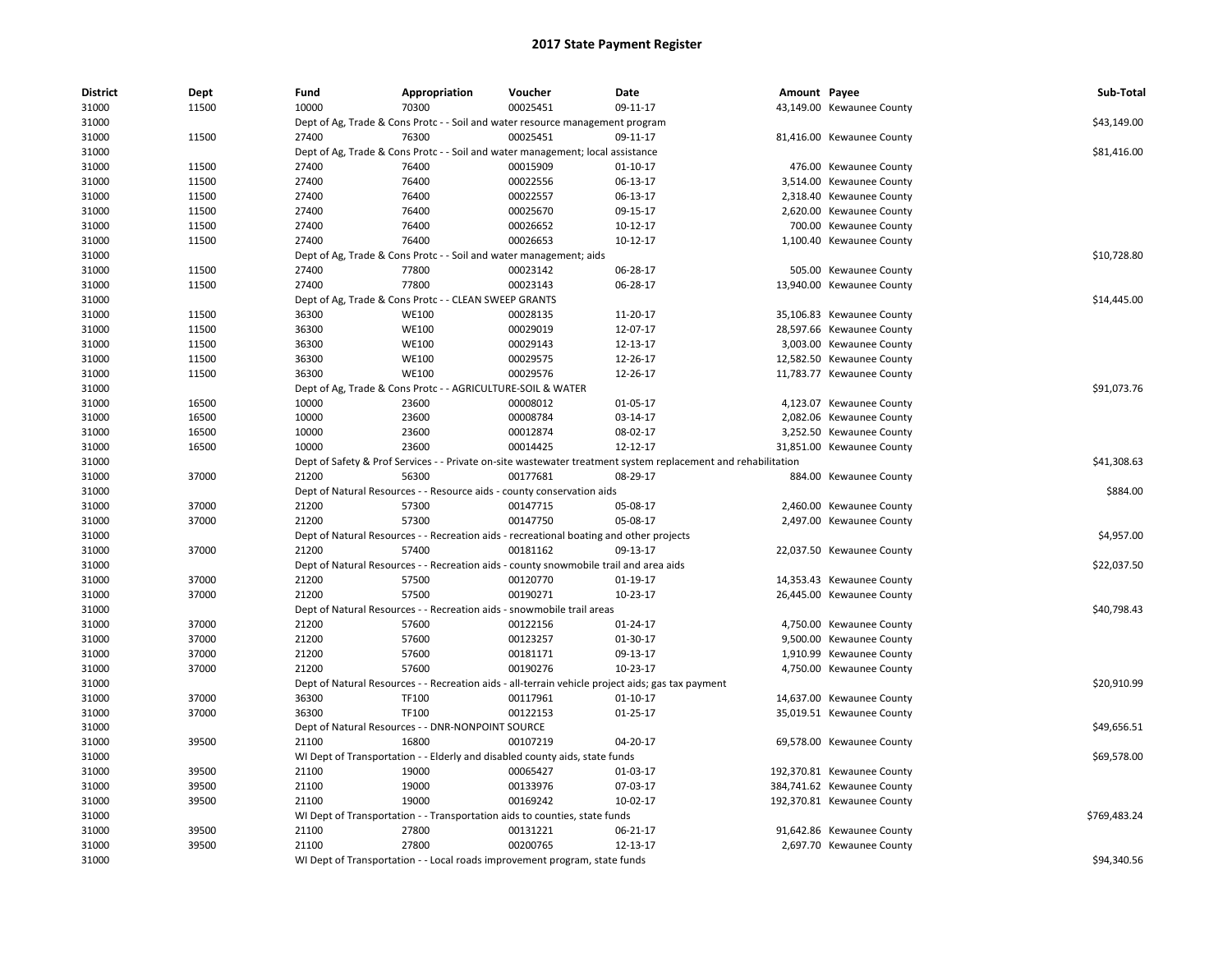# 2017 State Payment Register

| District | Dept | Fund | Appropriation | Voucher | Date | Amount | Payee | Sub-Total |
|---|---|---|---|---|---|---|---|---|
| 31000 | 11500 | 10000 | 70300 | 00025451 | 09-11-17 | 43,149.00 | Kewaunee County | |
| 31000 | | Dept of Ag, Trade & Cons Protc - - Soil and water resource management program | | | | | | $43,149.00 |
| 31000 | 11500 | 27400 | 76300 | 00025451 | 09-11-17 | 81,416.00 | Kewaunee County | |
| 31000 | | Dept of Ag, Trade & Cons Protc - - Soil and water management; local assistance | | | | | | $81,416.00 |
| 31000 | 11500 | 27400 | 76400 | 00015909 | 01-10-17 | 476.00 | Kewaunee County | |
| 31000 | 11500 | 27400 | 76400 | 00022556 | 06-13-17 | 3,514.00 | Kewaunee County | |
| 31000 | 11500 | 27400 | 76400 | 00022557 | 06-13-17 | 2,318.40 | Kewaunee County | |
| 31000 | 11500 | 27400 | 76400 | 00025670 | 09-15-17 | 2,620.00 | Kewaunee County | |
| 31000 | 11500 | 27400 | 76400 | 00026652 | 10-12-17 | 700.00 | Kewaunee County | |
| 31000 | 11500 | 27400 | 76400 | 00026653 | 10-12-17 | 1,100.40 | Kewaunee County | |
| 31000 | | Dept of Ag, Trade & Cons Protc - - Soil and water management; aids | | | | | | $10,728.80 |
| 31000 | 11500 | 27400 | 77800 | 00023142 | 06-28-17 | 505.00 | Kewaunee County | |
| 31000 | 11500 | 27400 | 77800 | 00023143 | 06-28-17 | 13,940.00 | Kewaunee County | |
| 31000 | | Dept of Ag, Trade & Cons Protc - - CLEAN SWEEP GRANTS | | | | | | $14,445.00 |
| 31000 | 11500 | 36300 | WE100 | 00028135 | 11-20-17 | 35,106.83 | Kewaunee County | |
| 31000 | 11500 | 36300 | WE100 | 00029019 | 12-07-17 | 28,597.66 | Kewaunee County | |
| 31000 | 11500 | 36300 | WE100 | 00029143 | 12-13-17 | 3,003.00 | Kewaunee County | |
| 31000 | 11500 | 36300 | WE100 | 00029575 | 12-26-17 | 12,582.50 | Kewaunee County | |
| 31000 | 11500 | 36300 | WE100 | 00029576 | 12-26-17 | 11,783.77 | Kewaunee County | |
| 31000 | | Dept of Ag, Trade & Cons Protc - - AGRICULTURE-SOIL & WATER | | | | | | $91,073.76 |
| 31000 | 16500 | 10000 | 23600 | 00008012 | 01-05-17 | 4,123.07 | Kewaunee County | |
| 31000 | 16500 | 10000 | 23600 | 00008784 | 03-14-17 | 2,082.06 | Kewaunee County | |
| 31000 | 16500 | 10000 | 23600 | 00012874 | 08-02-17 | 3,252.50 | Kewaunee County | |
| 31000 | 16500 | 10000 | 23600 | 00014425 | 12-12-17 | 31,851.00 | Kewaunee County | |
| 31000 | | Dept of Safety & Prof Services - - Private on-site wastewater treatment system replacement and rehabilitation | | | | | | $41,308.63 |
| 31000 | 37000 | 21200 | 56300 | 00177681 | 08-29-17 | 884.00 | Kewaunee County | |
| 31000 | | Dept of Natural Resources - - Resource aids - county conservation aids | | | | | | $884.00 |
| 31000 | 37000 | 21200 | 57300 | 00147715 | 05-08-17 | 2,460.00 | Kewaunee County | |
| 31000 | 37000 | 21200 | 57300 | 00147750 | 05-08-17 | 2,497.00 | Kewaunee County | |
| 31000 | | Dept of Natural Resources - - Recreation aids - recreational boating and other projects | | | | | | $4,957.00 |
| 31000 | 37000 | 21200 | 57400 | 00181162 | 09-13-17 | 22,037.50 | Kewaunee County | |
| 31000 | | Dept of Natural Resources - - Recreation aids - county snowmobile trail and area aids | | | | | | $22,037.50 |
| 31000 | 37000 | 21200 | 57500 | 00120770 | 01-19-17 | 14,353.43 | Kewaunee County | |
| 31000 | 37000 | 21200 | 57500 | 00190271 | 10-23-17 | 26,445.00 | Kewaunee County | |
| 31000 | | Dept of Natural Resources - - Recreation aids - snowmobile trail areas | | | | | | $40,798.43 |
| 31000 | 37000 | 21200 | 57600 | 00122156 | 01-24-17 | 4,750.00 | Kewaunee County | |
| 31000 | 37000 | 21200 | 57600 | 00123257 | 01-30-17 | 9,500.00 | Kewaunee County | |
| 31000 | 37000 | 21200 | 57600 | 00181171 | 09-13-17 | 1,910.99 | Kewaunee County | |
| 31000 | 37000 | 21200 | 57600 | 00190276 | 10-23-17 | 4,750.00 | Kewaunee County | |
| 31000 | | Dept of Natural Resources - - Recreation aids - all-terrain vehicle project aids; gas tax payment | | | | | | $20,910.99 |
| 31000 | 37000 | 36300 | TF100 | 00117961 | 01-10-17 | 14,637.00 | Kewaunee County | |
| 31000 | 37000 | 36300 | TF100 | 00122153 | 01-25-17 | 35,019.51 | Kewaunee County | |
| 31000 | | Dept of Natural Resources - - DNR-NONPOINT SOURCE | | | | | | $49,656.51 |
| 31000 | 39500 | 21100 | 16800 | 00107219 | 04-20-17 | 69,578.00 | Kewaunee County | |
| 31000 | | WI Dept of Transportation - - Elderly and disabled county aids, state funds | | | | | | $69,578.00 |
| 31000 | 39500 | 21100 | 19000 | 00065427 | 01-03-17 | 192,370.81 | Kewaunee County | |
| 31000 | 39500 | 21100 | 19000 | 00133976 | 07-03-17 | 384,741.62 | Kewaunee County | |
| 31000 | 39500 | 21100 | 19000 | 00169242 | 10-02-17 | 192,370.81 | Kewaunee County | |
| 31000 | | WI Dept of Transportation - - Transportation aids to counties, state funds | | | | | | $769,483.24 |
| 31000 | 39500 | 21100 | 27800 | 00131221 | 06-21-17 | 91,642.86 | Kewaunee County | |
| 31000 | 39500 | 21100 | 27800 | 00200765 | 12-13-17 | 2,697.70 | Kewaunee County | |
| 31000 | | WI Dept of Transportation - - Local roads improvement program, state funds | | | | | | $94,340.56 |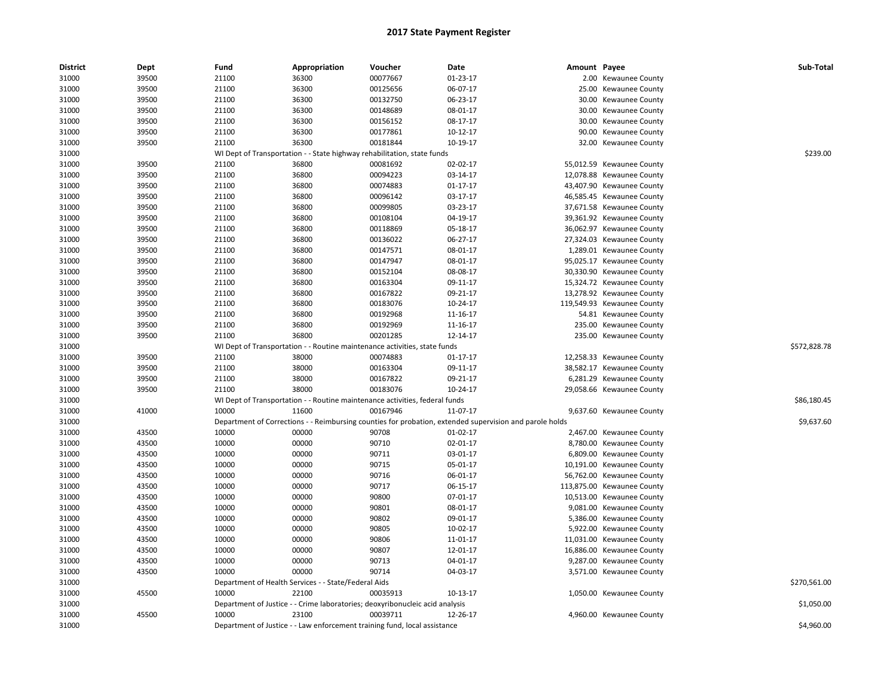# 2017 State Payment Register

| District | Dept | Fund | Appropriation | Voucher | Date | Amount | Payee | Sub-Total |
|---|---|---|---|---|---|---|---|---|
| 31000 | 39500 | 21100 | 36300 | 00077667 | 01-23-17 | 2.00 | Kewaunee County | |
| 31000 | 39500 | 21100 | 36300 | 00125656 | 06-07-17 | 25.00 | Kewaunee County | |
| 31000 | 39500 | 21100 | 36300 | 00132750 | 06-23-17 | 30.00 | Kewaunee County | |
| 31000 | 39500 | 21100 | 36300 | 00148689 | 08-01-17 | 30.00 | Kewaunee County | |
| 31000 | 39500 | 21100 | 36300 | 00156152 | 08-17-17 | 30.00 | Kewaunee County | |
| 31000 | 39500 | 21100 | 36300 | 00177861 | 10-12-17 | 90.00 | Kewaunee County | |
| 31000 | 39500 | 21100 | 36300 | 00181844 | 10-19-17 | 32.00 | Kewaunee County | |
| 31000 | | WI Dept of Transportation - - State highway rehabilitation, state funds | | | | | | $239.00 |
| 31000 | 39500 | 21100 | 36800 | 00081692 | 02-02-17 | 55,012.59 | Kewaunee County | |
| 31000 | 39500 | 21100 | 36800 | 00094223 | 03-14-17 | 12,078.88 | Kewaunee County | |
| 31000 | 39500 | 21100 | 36800 | 00074883 | 01-17-17 | 43,407.90 | Kewaunee County | |
| 31000 | 39500 | 21100 | 36800 | 00096142 | 03-17-17 | 46,585.45 | Kewaunee County | |
| 31000 | 39500 | 21100 | 36800 | 00099805 | 03-23-17 | 37,671.58 | Kewaunee County | |
| 31000 | 39500 | 21100 | 36800 | 00108104 | 04-19-17 | 39,361.92 | Kewaunee County | |
| 31000 | 39500 | 21100 | 36800 | 00118869 | 05-18-17 | 36,062.97 | Kewaunee County | |
| 31000 | 39500 | 21100 | 36800 | 00136022 | 06-27-17 | 27,324.03 | Kewaunee County | |
| 31000 | 39500 | 21100 | 36800 | 00147571 | 08-01-17 | 1,289.01 | Kewaunee County | |
| 31000 | 39500 | 21100 | 36800 | 00147947 | 08-01-17 | 95,025.17 | Kewaunee County | |
| 31000 | 39500 | 21100 | 36800 | 00152104 | 08-08-17 | 30,330.90 | Kewaunee County | |
| 31000 | 39500 | 21100 | 36800 | 00163304 | 09-11-17 | 15,324.72 | Kewaunee County | |
| 31000 | 39500 | 21100 | 36800 | 00167822 | 09-21-17 | 13,278.92 | Kewaunee County | |
| 31000 | 39500 | 21100 | 36800 | 00183076 | 10-24-17 | 119,549.93 | Kewaunee County | |
| 31000 | 39500 | 21100 | 36800 | 00192968 | 11-16-17 | 54.81 | Kewaunee County | |
| 31000 | 39500 | 21100 | 36800 | 00192969 | 11-16-17 | 235.00 | Kewaunee County | |
| 31000 | 39500 | 21100 | 36800 | 00201285 | 12-14-17 | 235.00 | Kewaunee County | |
| 31000 | | WI Dept of Transportation - - Routine maintenance activities, state funds | | | | | | $572,828.78 |
| 31000 | 39500 | 21100 | 38000 | 00074883 | 01-17-17 | 12,258.33 | Kewaunee County | |
| 31000 | 39500 | 21100 | 38000 | 00163304 | 09-11-17 | 38,582.17 | Kewaunee County | |
| 31000 | 39500 | 21100 | 38000 | 00167822 | 09-21-17 | 6,281.29 | Kewaunee County | |
| 31000 | 39500 | 21100 | 38000 | 00183076 | 10-24-17 | 29,058.66 | Kewaunee County | |
| 31000 | | WI Dept of Transportation - - Routine maintenance activities, federal funds | | | | | | $86,180.45 |
| 31000 | 41000 | 10000 | 11600 | 00167946 | 11-07-17 | 9,637.60 | Kewaunee County | |
| 31000 | | Department of Corrections - - Reimbursing counties for probation, extended supervision and parole holds | | | | | | $9,637.60 |
| 31000 | 43500 | 10000 | 00000 | 90708 | 01-02-17 | 2,467.00 | Kewaunee County | |
| 31000 | 43500 | 10000 | 00000 | 90710 | 02-01-17 | 8,780.00 | Kewaunee County | |
| 31000 | 43500 | 10000 | 00000 | 90711 | 03-01-17 | 6,809.00 | Kewaunee County | |
| 31000 | 43500 | 10000 | 00000 | 90715 | 05-01-17 | 10,191.00 | Kewaunee County | |
| 31000 | 43500 | 10000 | 00000 | 90716 | 06-01-17 | 56,762.00 | Kewaunee County | |
| 31000 | 43500 | 10000 | 00000 | 90717 | 06-15-17 | 113,875.00 | Kewaunee County | |
| 31000 | 43500 | 10000 | 00000 | 90800 | 07-01-17 | 10,513.00 | Kewaunee County | |
| 31000 | 43500 | 10000 | 00000 | 90801 | 08-01-17 | 9,081.00 | Kewaunee County | |
| 31000 | 43500 | 10000 | 00000 | 90802 | 09-01-17 | 5,386.00 | Kewaunee County | |
| 31000 | 43500 | 10000 | 00000 | 90805 | 10-02-17 | 5,922.00 | Kewaunee County | |
| 31000 | 43500 | 10000 | 00000 | 90806 | 11-01-17 | 11,031.00 | Kewaunee County | |
| 31000 | 43500 | 10000 | 00000 | 90807 | 12-01-17 | 16,886.00 | Kewaunee County | |
| 31000 | 43500 | 10000 | 00000 | 90713 | 04-01-17 | 9,287.00 | Kewaunee County | |
| 31000 | 43500 | 10000 | 00000 | 90714 | 04-03-17 | 3,571.00 | Kewaunee County | |
| 31000 | | Department of Health Services - - State/Federal Aids | | | | | | $270,561.00 |
| 31000 | 45500 | 10000 | 22100 | 00035913 | 10-13-17 | 1,050.00 | Kewaunee County | |
| 31000 | | Department of Justice - - Crime laboratories; deoxyribonucleic acid analysis | | | | | | $1,050.00 |
| 31000 | 45500 | 10000 | 23100 | 00039711 | 12-26-17 | 4,960.00 | Kewaunee County | |
| 31000 | | Department of Justice - - Law enforcement training fund, local assistance | | | | | | $4,960.00 |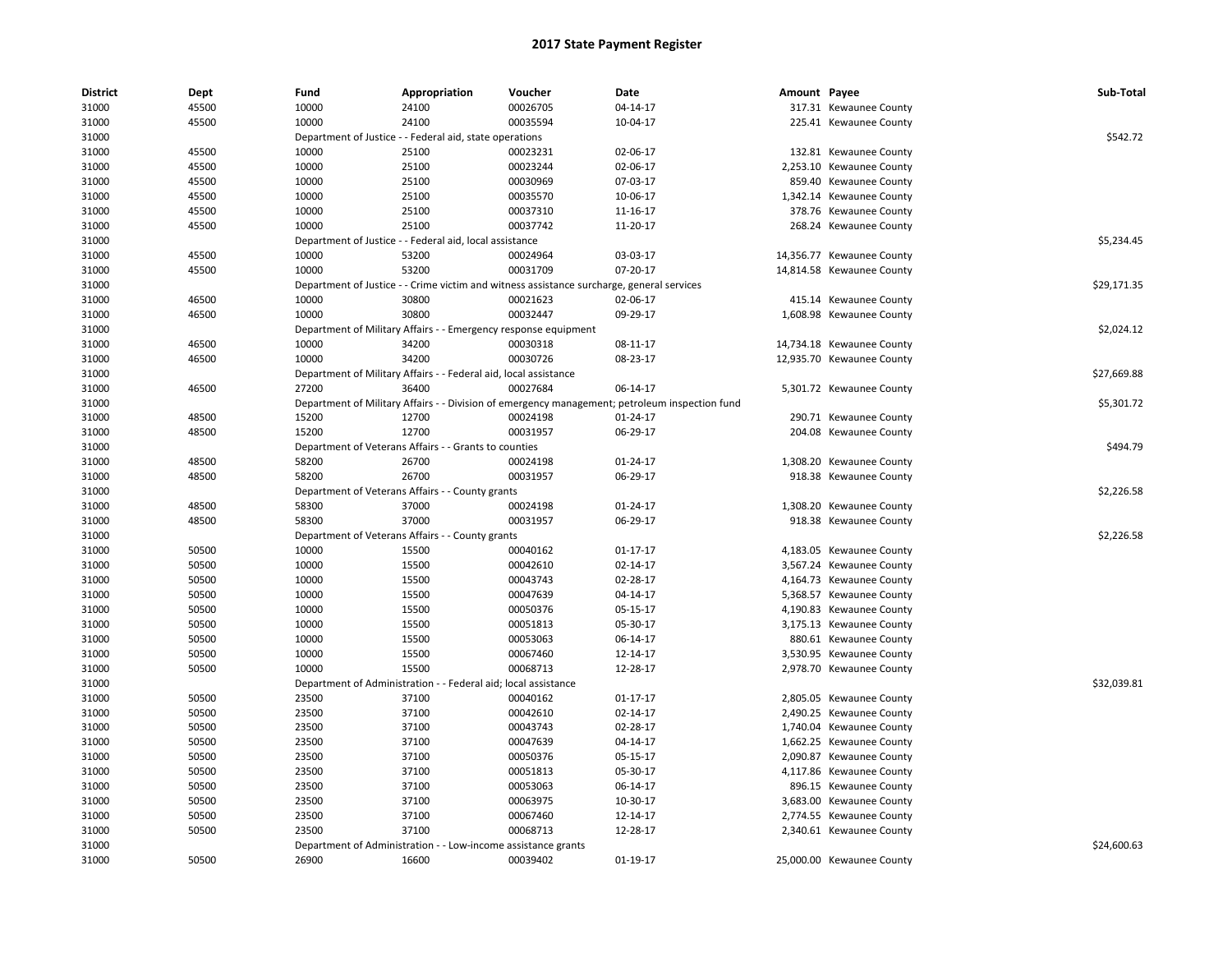# 2017 State Payment Register

| District | Dept | Fund | Appropriation | Voucher | Date | Amount | Payee | Sub-Total |
|---|---|---|---|---|---|---|---|---|
| 31000 | 45500 | 10000 | 24100 | 00026705 | 04-14-17 | 317.31 | Kewaunee County | |
| 31000 | 45500 | 10000 | 24100 | 00035594 | 10-04-17 | 225.41 | Kewaunee County | |
| 31000 | | Department of Justice - - Federal aid, state operations | | | | | | $542.72 |
| 31000 | 45500 | 10000 | 25100 | 00023231 | 02-06-17 | 132.81 | Kewaunee County | |
| 31000 | 45500 | 10000 | 25100 | 00023244 | 02-06-17 | 2,253.10 | Kewaunee County | |
| 31000 | 45500 | 10000 | 25100 | 00030969 | 07-03-17 | 859.40 | Kewaunee County | |
| 31000 | 45500 | 10000 | 25100 | 00035570 | 10-06-17 | 1,342.14 | Kewaunee County | |
| 31000 | 45500 | 10000 | 25100 | 00037310 | 11-16-17 | 378.76 | Kewaunee County | |
| 31000 | 45500 | 10000 | 25100 | 00037742 | 11-20-17 | 268.24 | Kewaunee County | |
| 31000 | | Department of Justice - - Federal aid, local assistance | | | | | | $5,234.45 |
| 31000 | 45500 | 10000 | 53200 | 00024964 | 03-03-17 | 14,356.77 | Kewaunee County | |
| 31000 | 45500 | 10000 | 53200 | 00031709 | 07-20-17 | 14,814.58 | Kewaunee County | |
| 31000 | | Department of Justice - - Crime victim and witness assistance surcharge, general services | | | | | | $29,171.35 |
| 31000 | 46500 | 10000 | 30800 | 00021623 | 02-06-17 | 415.14 | Kewaunee County | |
| 31000 | 46500 | 10000 | 30800 | 00032447 | 09-29-17 | 1,608.98 | Kewaunee County | |
| 31000 | | Department of Military Affairs - - Emergency response equipment | | | | | | $2,024.12 |
| 31000 | 46500 | 10000 | 34200 | 00030318 | 08-11-17 | 14,734.18 | Kewaunee County | |
| 31000 | 46500 | 10000 | 34200 | 00030726 | 08-23-17 | 12,935.70 | Kewaunee County | |
| 31000 | | Department of Military Affairs - - Federal aid, local assistance | | | | | | $27,669.88 |
| 31000 | 46500 | 27200 | 36400 | 00027684 | 06-14-17 | 5,301.72 | Kewaunee County | |
| 31000 | | Department of Military Affairs - - Division of emergency management; petroleum inspection fund | | | | | | $5,301.72 |
| 31000 | 48500 | 15200 | 12700 | 00024198 | 01-24-17 | 290.71 | Kewaunee County | |
| 31000 | 48500 | 15200 | 12700 | 00031957 | 06-29-17 | 204.08 | Kewaunee County | |
| 31000 | | Department of Veterans Affairs - - Grants to counties | | | | | | $494.79 |
| 31000 | 48500 | 58200 | 26700 | 00024198 | 01-24-17 | 1,308.20 | Kewaunee County | |
| 31000 | 48500 | 58200 | 26700 | 00031957 | 06-29-17 | 918.38 | Kewaunee County | |
| 31000 | | Department of Veterans Affairs - - County grants | | | | | | $2,226.58 |
| 31000 | 48500 | 58300 | 37000 | 00024198 | 01-24-17 | 1,308.20 | Kewaunee County | |
| 31000 | 48500 | 58300 | 37000 | 00031957 | 06-29-17 | 918.38 | Kewaunee County | |
| 31000 | | Department of Veterans Affairs - - County grants | | | | | | $2,226.58 |
| 31000 | 50500 | 10000 | 15500 | 00040162 | 01-17-17 | 4,183.05 | Kewaunee County | |
| 31000 | 50500 | 10000 | 15500 | 00042610 | 02-14-17 | 3,567.24 | Kewaunee County | |
| 31000 | 50500 | 10000 | 15500 | 00043743 | 02-28-17 | 4,164.73 | Kewaunee County | |
| 31000 | 50500 | 10000 | 15500 | 00047639 | 04-14-17 | 5,368.57 | Kewaunee County | |
| 31000 | 50500 | 10000 | 15500 | 00050376 | 05-15-17 | 4,190.83 | Kewaunee County | |
| 31000 | 50500 | 10000 | 15500 | 00051813 | 05-30-17 | 3,175.13 | Kewaunee County | |
| 31000 | 50500 | 10000 | 15500 | 00053063 | 06-14-17 | 880.61 | Kewaunee County | |
| 31000 | 50500 | 10000 | 15500 | 00067460 | 12-14-17 | 3,530.95 | Kewaunee County | |
| 31000 | 50500 | 10000 | 15500 | 00068713 | 12-28-17 | 2,978.70 | Kewaunee County | |
| 31000 | | Department of Administration - - Federal aid; local assistance | | | | | | $32,039.81 |
| 31000 | 50500 | 23500 | 37100 | 00040162 | 01-17-17 | 2,805.05 | Kewaunee County | |
| 31000 | 50500 | 23500 | 37100 | 00042610 | 02-14-17 | 2,490.25 | Kewaunee County | |
| 31000 | 50500 | 23500 | 37100 | 00043743 | 02-28-17 | 1,740.04 | Kewaunee County | |
| 31000 | 50500 | 23500 | 37100 | 00047639 | 04-14-17 | 1,662.25 | Kewaunee County | |
| 31000 | 50500 | 23500 | 37100 | 00050376 | 05-15-17 | 2,090.87 | Kewaunee County | |
| 31000 | 50500 | 23500 | 37100 | 00051813 | 05-30-17 | 4,117.86 | Kewaunee County | |
| 31000 | 50500 | 23500 | 37100 | 00053063 | 06-14-17 | 896.15 | Kewaunee County | |
| 31000 | 50500 | 23500 | 37100 | 00063975 | 10-30-17 | 3,683.00 | Kewaunee County | |
| 31000 | 50500 | 23500 | 37100 | 00067460 | 12-14-17 | 2,774.55 | Kewaunee County | |
| 31000 | 50500 | 23500 | 37100 | 00068713 | 12-28-17 | 2,340.61 | Kewaunee County | |
| 31000 | | Department of Administration - - Low-income assistance grants | | | | | | $24,600.63 |
| 31000 | 50500 | 26900 | 16600 | 00039402 | 01-19-17 | 25,000.00 | Kewaunee County | |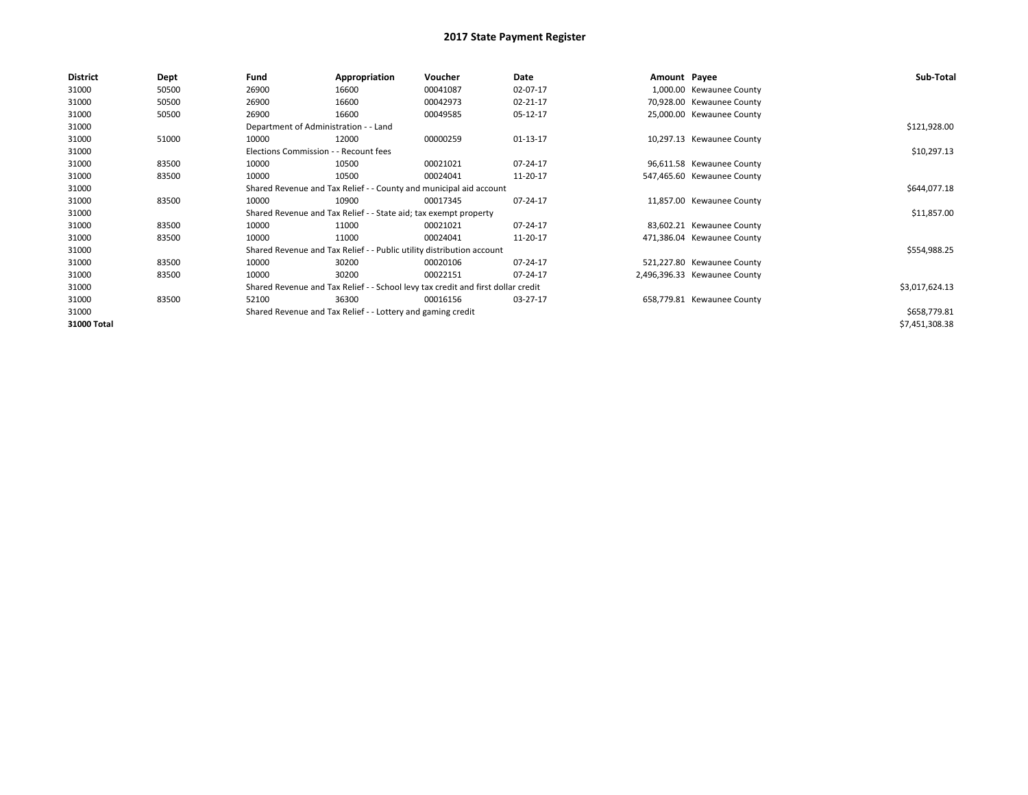# 2017 State Payment Register

| District | Dept | Fund | Appropriation | Voucher | Date | Amount | Payee | Sub-Total |
|---|---|---|---|---|---|---|---|---|
| 31000 | 50500 | 26900 | 16600 | 00041087 | 02-07-17 | 1,000.00 | Kewaunee County | |
| 31000 | 50500 | 26900 | 16600 | 00042973 | 02-21-17 | 70,928.00 | Kewaunee County | |
| 31000 | 50500 | 26900 | 16600 | 00049585 | 05-12-17 | 25,000.00 | Kewaunee County | |
| 31000 | | Department of Administration - - Land | | | | | | $121,928.00 |
| 31000 | 51000 | 10000 | 12000 | 00000259 | 01-13-17 | 10,297.13 | Kewaunee County | |
| 31000 | | Elections Commission - - Recount fees | | | | | | $10,297.13 |
| 31000 | 83500 | 10000 | 10500 | 00021021 | 07-24-17 | 96,611.58 | Kewaunee County | |
| 31000 | 83500 | 10000 | 10500 | 00024041 | 11-20-17 | 547,465.60 | Kewaunee County | |
| 31000 | | Shared Revenue and Tax Relief - - County and municipal aid account | | | | | | $644,077.18 |
| 31000 | 83500 | 10000 | 10900 | 00017345 | 07-24-17 | 11,857.00 | Kewaunee County | |
| 31000 | | Shared Revenue and Tax Relief - - State aid; tax exempt property | | | | | | $11,857.00 |
| 31000 | 83500 | 10000 | 11000 | 00021021 | 07-24-17 | 83,602.21 | Kewaunee County | |
| 31000 | 83500 | 10000 | 11000 | 00024041 | 11-20-17 | 471,386.04 | Kewaunee County | |
| 31000 | | Shared Revenue and Tax Relief - - Public utility distribution account | | | | | | $554,988.25 |
| 31000 | 83500 | 10000 | 30200 | 00020106 | 07-24-17 | 521,227.80 | Kewaunee County | |
| 31000 | 83500 | 10000 | 30200 | 00022151 | 07-24-17 | 2,496,396.33 | Kewaunee County | |
| 31000 | | Shared Revenue and Tax Relief - - School levy tax credit and first dollar credit | | | | | | $3,017,624.13 |
| 31000 | 83500 | 52100 | 36300 | 00016156 | 03-27-17 | 658,779.81 | Kewaunee County | |
| 31000 | | Shared Revenue and Tax Relief - - Lottery and gaming credit | | | | | | $658,779.81 |
| **31000 Total** | | | | | | | | $7,451,308.38 |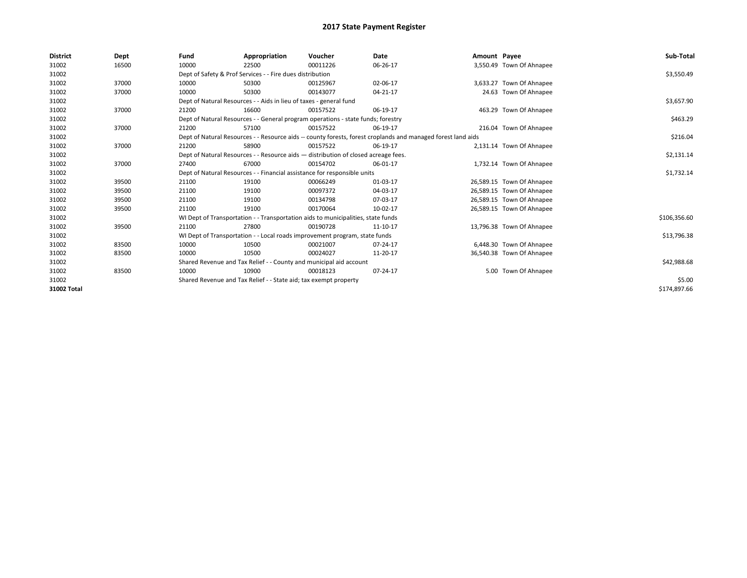# 2017 State Payment Register

| District | Dept | Fund | Appropriation | Voucher | Date | Amount | Payee | Sub-Total |
|---|---|---|---|---|---|---|---|---|
| 31002 | 16500 | 10000 | 22500 | 00011226 | 06-26-17 | 3,550.49 | Town Of Ahnapee | |
| 31002 | | Dept of Safety & Prof Services - - Fire dues distribution | | | | | | $3,550.49 |
| 31002 | 37000 | 10000 | 50300 | 00125967 | 02-06-17 | 3,633.27 | Town Of Ahnapee | |
| 31002 | 37000 | 10000 | 50300 | 00143077 | 04-21-17 | 24.63 | Town Of Ahnapee | |
| 31002 | | Dept of Natural Resources - - Aids in lieu of taxes - general fund | | | | | | $3,657.90 |
| 31002 | 37000 | 21200 | 16600 | 00157522 | 06-19-17 | 463.29 | Town Of Ahnapee | |
| 31002 | | Dept of Natural Resources - - General program operations - state funds; forestry | | | | | | $463.29 |
| 31002 | 37000 | 21200 | 57100 | 00157522 | 06-19-17 | 216.04 | Town Of Ahnapee | |
| 31002 | | Dept of Natural Resources - - Resource aids -- county forests, forest croplands and managed forest land aids | | | | | | $216.04 |
| 31002 | 37000 | 21200 | 58900 | 00157522 | 06-19-17 | 2,131.14 | Town Of Ahnapee | |
| 31002 | | Dept of Natural Resources - - Resource aids — distribution of closed acreage fees. | | | | | | $2,131.14 |
| 31002 | 37000 | 27400 | 67000 | 00154702 | 06-01-17 | 1,732.14 | Town Of Ahnapee | |
| 31002 | | Dept of Natural Resources - - Financial assistance for responsible units | | | | | | $1,732.14 |
| 31002 | 39500 | 21100 | 19100 | 00066249 | 01-03-17 | 26,589.15 | Town Of Ahnapee | |
| 31002 | 39500 | 21100 | 19100 | 00097372 | 04-03-17 | 26,589.15 | Town Of Ahnapee | |
| 31002 | 39500 | 21100 | 19100 | 00134798 | 07-03-17 | 26,589.15 | Town Of Ahnapee | |
| 31002 | 39500 | 21100 | 19100 | 00170064 | 10-02-17 | 26,589.15 | Town Of Ahnapee | |
| 31002 | | WI Dept of Transportation - - Transportation aids to municipalities, state funds | | | | | | $106,356.60 |
| 31002 | 39500 | 21100 | 27800 | 00190728 | 11-10-17 | 13,796.38 | Town Of Ahnapee | |
| 31002 | | WI Dept of Transportation - - Local roads improvement program, state funds | | | | | | $13,796.38 |
| 31002 | 83500 | 10000 | 10500 | 00021007 | 07-24-17 | 6,448.30 | Town Of Ahnapee | |
| 31002 | 83500 | 10000 | 10500 | 00024027 | 11-20-17 | 36,540.38 | Town Of Ahnapee | |
| 31002 | | Shared Revenue and Tax Relief - - County and municipal aid account | | | | | | $42,988.68 |
| 31002 | 83500 | 10000 | 10900 | 00018123 | 07-24-17 | 5.00 | Town Of Ahnapee | |
| 31002 | | Shared Revenue and Tax Relief - - State aid; tax exempt property | | | | | | $5.00 |
| **31002 Total** | | | | | | | | $174,897.66 |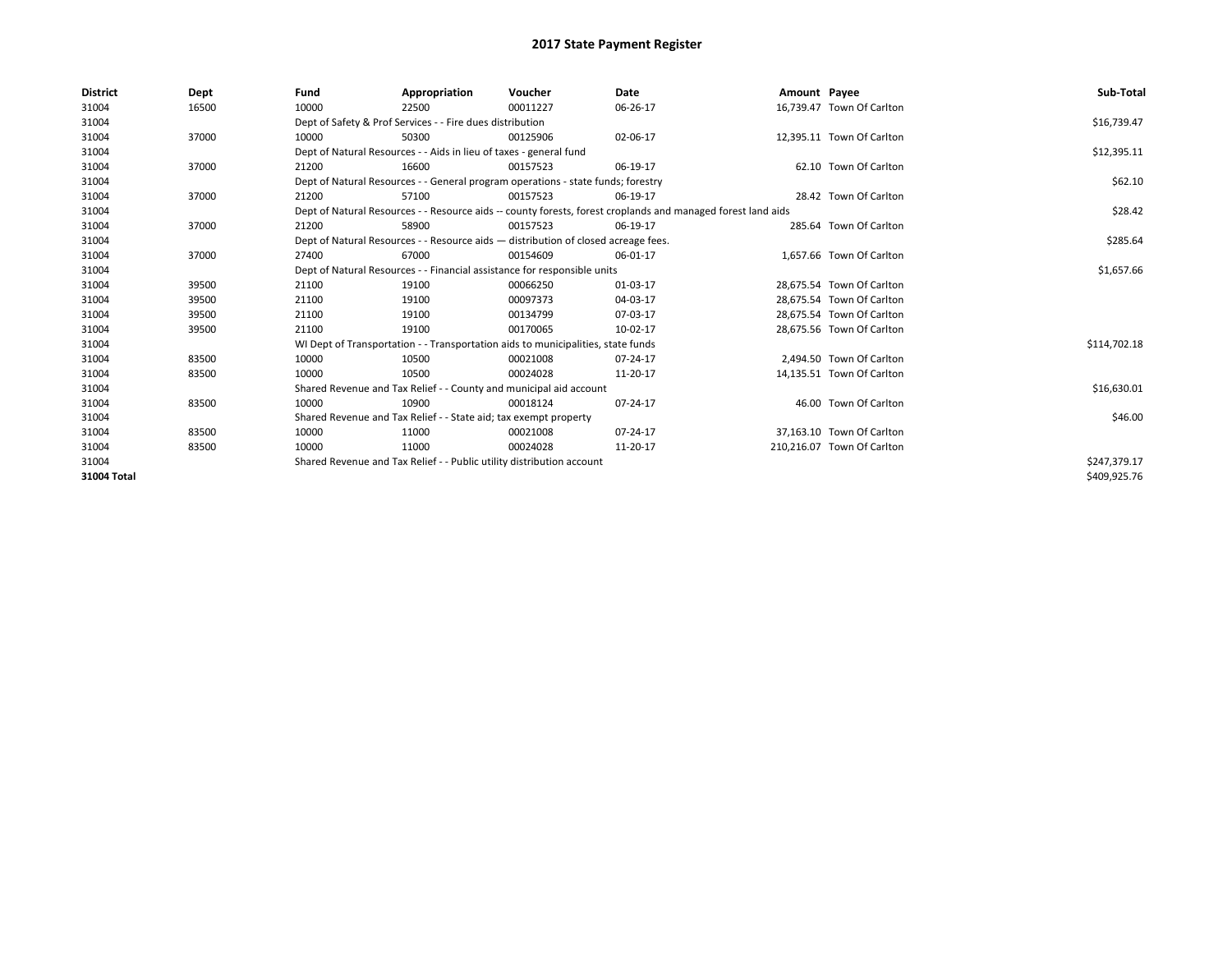# 2017 State Payment Register

| District | Dept | Fund | Appropriation | Voucher | Date | Amount | Payee | Sub-Total |
|---|---|---|---|---|---|---|---|---|
| 31004 | 16500 | 10000 | 22500 | 00011227 | 06-26-17 | 16,739.47 | Town Of Carlton | |
| 31004 | | Dept of Safety & Prof Services - - Fire dues distribution | | | | | | $16,739.47 |
| 31004 | 37000 | 10000 | 50300 | 00125906 | 02-06-17 | 12,395.11 | Town Of Carlton | |
| 31004 | | Dept of Natural Resources - - Aids in lieu of taxes - general fund | | | | | | $12,395.11 |
| 31004 | 37000 | 21200 | 16600 | 00157523 | 06-19-17 | 62.10 | Town Of Carlton | |
| 31004 | | Dept of Natural Resources - - General program operations - state funds; forestry | | | | | | $62.10 |
| 31004 | 37000 | 21200 | 57100 | 00157523 | 06-19-17 | 28.42 | Town Of Carlton | |
| 31004 | | Dept of Natural Resources - - Resource aids -- county forests, forest croplands and managed forest land aids | | | | | | $28.42 |
| 31004 | 37000 | 21200 | 58900 | 00157523 | 06-19-17 | 285.64 | Town Of Carlton | |
| 31004 | | Dept of Natural Resources - - Resource aids — distribution of closed acreage fees. | | | | | | $285.64 |
| 31004 | 37000 | 27400 | 67000 | 00154609 | 06-01-17 | 1,657.66 | Town Of Carlton | |
| 31004 | | Dept of Natural Resources - - Financial assistance for responsible units | | | | | | $1,657.66 |
| 31004 | 39500 | 21100 | 19100 | 00066250 | 01-03-17 | 28,675.54 | Town Of Carlton | |
| 31004 | 39500 | 21100 | 19100 | 00097373 | 04-03-17 | 28,675.54 | Town Of Carlton | |
| 31004 | 39500 | 21100 | 19100 | 00134799 | 07-03-17 | 28,675.54 | Town Of Carlton | |
| 31004 | 39500 | 21100 | 19100 | 00170065 | 10-02-17 | 28,675.56 | Town Of Carlton | |
| 31004 | | WI Dept of Transportation - - Transportation aids to municipalities, state funds | | | | | | $114,702.18 |
| 31004 | 83500 | 10000 | 10500 | 00021008 | 07-24-17 | 2,494.50 | Town Of Carlton | |
| 31004 | 83500 | 10000 | 10500 | 00024028 | 11-20-17 | 14,135.51 | Town Of Carlton | |
| 31004 | | Shared Revenue and Tax Relief - - County and municipal aid account | | | | | | $16,630.01 |
| 31004 | 83500 | 10000 | 10900 | 00018124 | 07-24-17 | 46.00 | Town Of Carlton | |
| 31004 | | Shared Revenue and Tax Relief - - State aid; tax exempt property | | | | | | $46.00 |
| 31004 | 83500 | 10000 | 11000 | 00021008 | 07-24-17 | 37,163.10 | Town Of Carlton | |
| 31004 | 83500 | 10000 | 11000 | 00024028 | 11-20-17 | 210,216.07 | Town Of Carlton | |
| 31004 | | Shared Revenue and Tax Relief - - Public utility distribution account | | | | | | $247,379.17 |
| 31004 Total | | | | | | | | $409,925.76 |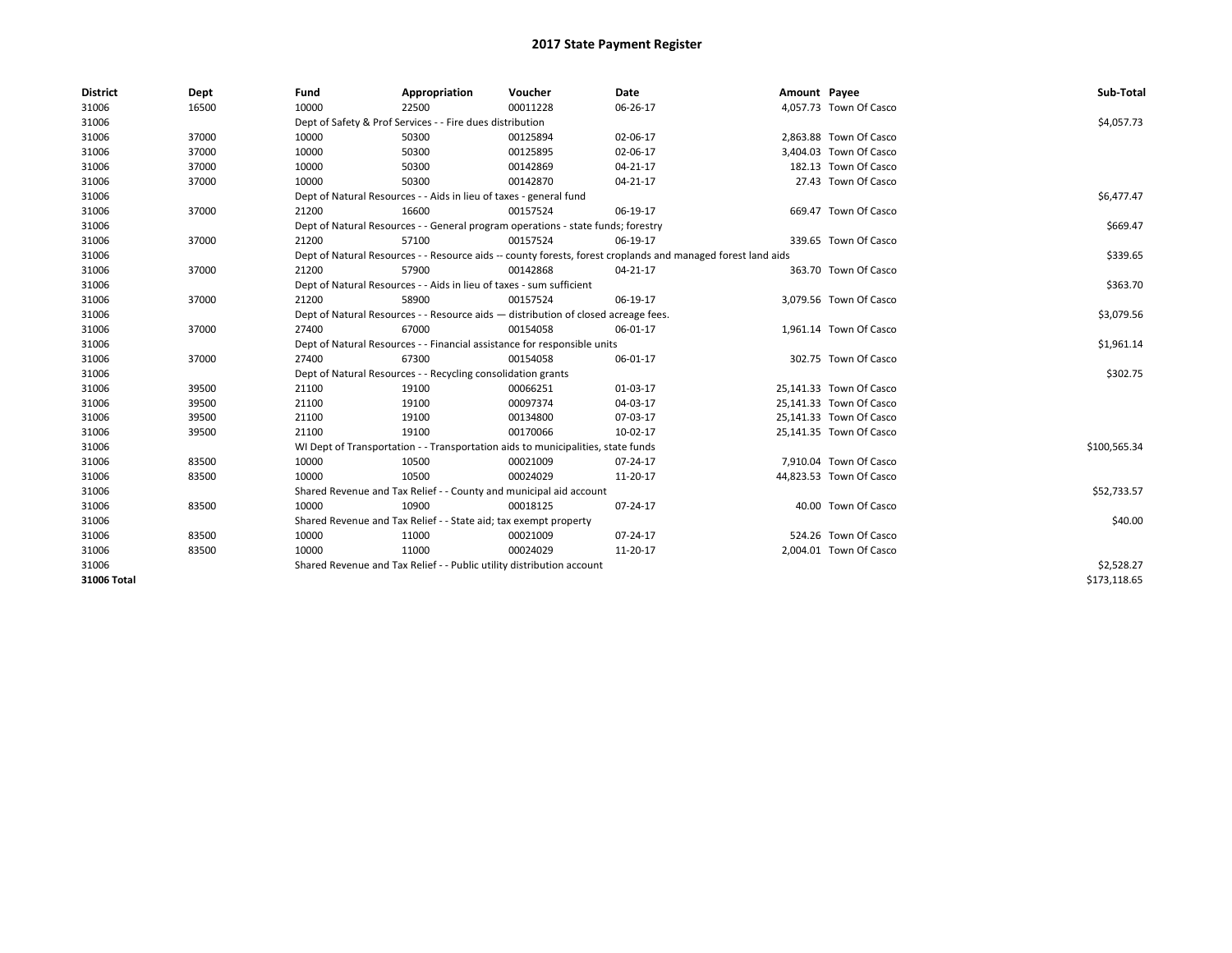# 2017 State Payment Register

| District | Dept | Fund | Appropriation | Voucher | Date | Amount | Payee | Sub-Total |
|---|---|---|---|---|---|---|---|---|
| 31006 | 16500 | 10000 | 22500 | 00011228 | 06-26-17 | 4,057.73 | Town Of Casco | |
| 31006 | | Dept of Safety & Prof Services - - Fire dues distribution | | | | | | $4,057.73 |
| 31006 | 37000 | 10000 | 50300 | 00125894 | 02-06-17 | 2,863.88 | Town Of Casco | |
| 31006 | 37000 | 10000 | 50300 | 00125895 | 02-06-17 | 3,404.03 | Town Of Casco | |
| 31006 | 37000 | 10000 | 50300 | 00142869 | 04-21-17 | 182.13 | Town Of Casco | |
| 31006 | 37000 | 10000 | 50300 | 00142870 | 04-21-17 | 27.43 | Town Of Casco | |
| 31006 | | Dept of Natural Resources - - Aids in lieu of taxes - general fund | | | | | | $6,477.47 |
| 31006 | 37000 | 21200 | 16600 | 00157524 | 06-19-17 | 669.47 | Town Of Casco | |
| 31006 | | Dept of Natural Resources - - General program operations - state funds; forestry | | | | | | $669.47 |
| 31006 | 37000 | 21200 | 57100 | 00157524 | 06-19-17 | 339.65 | Town Of Casco | |
| 31006 | | Dept of Natural Resources - - Resource aids -- county forests, forest croplands and managed forest land aids | | | | | | $339.65 |
| 31006 | 37000 | 21200 | 57900 | 00142868 | 04-21-17 | 363.70 | Town Of Casco | |
| 31006 | | Dept of Natural Resources - - Aids in lieu of taxes - sum sufficient | | | | | | $363.70 |
| 31006 | 37000 | 21200 | 58900 | 00157524 | 06-19-17 | 3,079.56 | Town Of Casco | |
| 31006 | | Dept of Natural Resources - - Resource aids — distribution of closed acreage fees. | | | | | | $3,079.56 |
| 31006 | 37000 | 27400 | 67000 | 00154058 | 06-01-17 | 1,961.14 | Town Of Casco | |
| 31006 | | Dept of Natural Resources - - Financial assistance for responsible units | | | | | | $1,961.14 |
| 31006 | 37000 | 27400 | 67300 | 00154058 | 06-01-17 | 302.75 | Town Of Casco | |
| 31006 | | Dept of Natural Resources - - Recycling consolidation grants | | | | | | $302.75 |
| 31006 | 39500 | 21100 | 19100 | 00066251 | 01-03-17 | 25,141.33 | Town Of Casco | |
| 31006 | 39500 | 21100 | 19100 | 00097374 | 04-03-17 | 25,141.33 | Town Of Casco | |
| 31006 | 39500 | 21100 | 19100 | 00134800 | 07-03-17 | 25,141.33 | Town Of Casco | |
| 31006 | 39500 | 21100 | 19100 | 00170066 | 10-02-17 | 25,141.35 | Town Of Casco | |
| 31006 | | WI Dept of Transportation - - Transportation aids to municipalities, state funds | | | | | | $100,565.34 |
| 31006 | 83500 | 10000 | 10500 | 00021009 | 07-24-17 | 7,910.04 | Town Of Casco | |
| 31006 | 83500 | 10000 | 10500 | 00024029 | 11-20-17 | 44,823.53 | Town Of Casco | |
| 31006 | | Shared Revenue and Tax Relief - - County and municipal aid account | | | | | | $52,733.57 |
| 31006 | 83500 | 10000 | 10900 | 00018125 | 07-24-17 | 40.00 | Town Of Casco | |
| 31006 | | Shared Revenue and Tax Relief - - State aid; tax exempt property | | | | | | $40.00 |
| 31006 | 83500 | 10000 | 11000 | 00021009 | 07-24-17 | 524.26 | Town Of Casco | |
| 31006 | 83500 | 10000 | 11000 | 00024029 | 11-20-17 | 2,004.01 | Town Of Casco | |
| 31006 | | Shared Revenue and Tax Relief - - Public utility distribution account | | | | | | $2,528.27 |
| **31006 Total** | | | | | | | | $173,118.65 |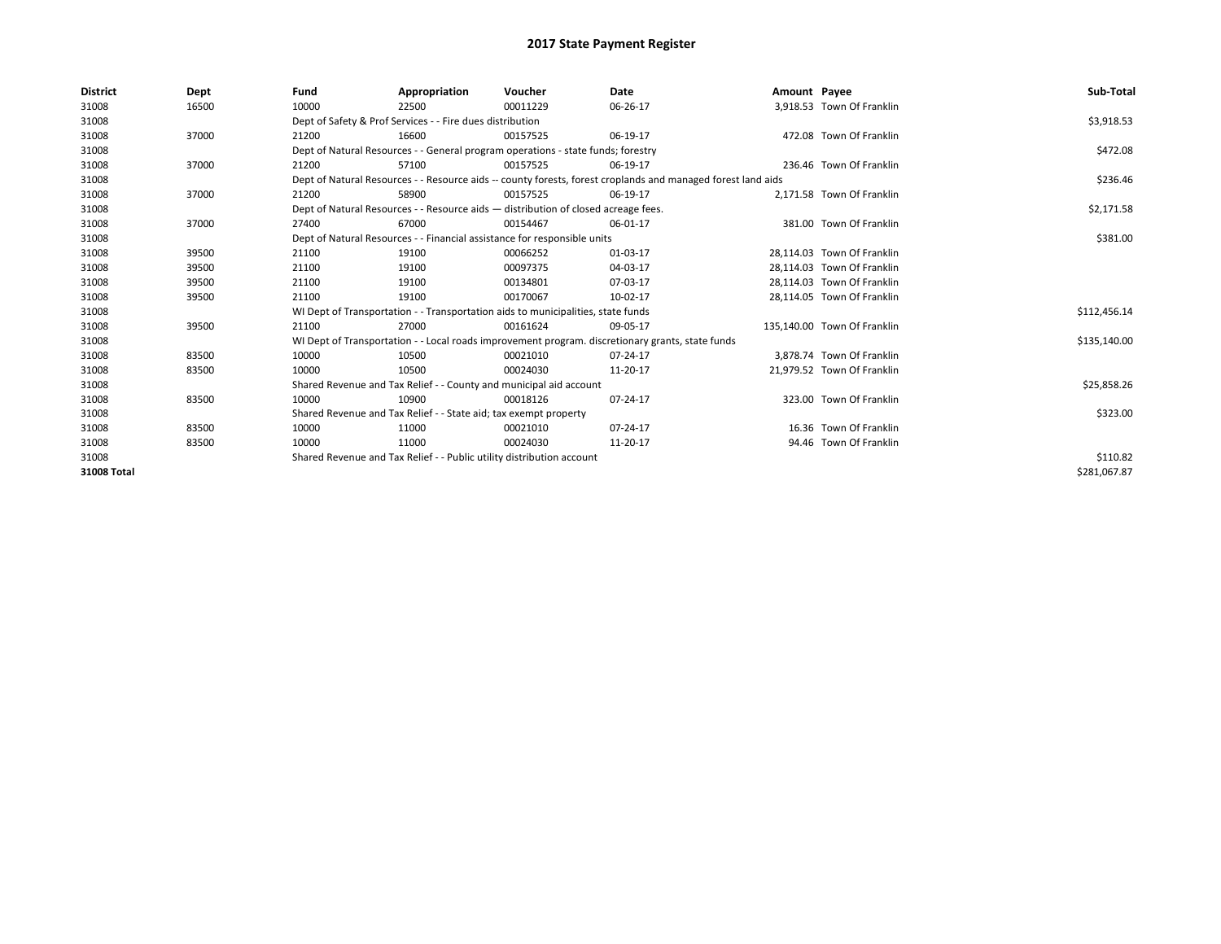# 2017 State Payment Register

| District | Dept | Fund | Appropriation | Voucher | Date | Amount | Payee | Sub-Total |
|---|---|---|---|---|---|---|---|---|
| 31008 | 16500 | 10000 | 22500 | 00011229 | 06-26-17 | 3,918.53 | Town Of Franklin | |
| 31008 | | Dept of Safety & Prof Services - - Fire dues distribution | | | | | | $3,918.53 |
| 31008 | 37000 | 21200 | 16600 | 00157525 | 06-19-17 | 472.08 | Town Of Franklin | |
| 31008 | | Dept of Natural Resources - - General program operations - state funds; forestry | | | | | | $472.08 |
| 31008 | 37000 | 21200 | 57100 | 00157525 | 06-19-17 | 236.46 | Town Of Franklin | |
| 31008 | | Dept of Natural Resources - - Resource aids -- county forests, forest croplands and managed forest land aids | | | | | | $236.46 |
| 31008 | 37000 | 21200 | 58900 | 00157525 | 06-19-17 | 2,171.58 | Town Of Franklin | |
| 31008 | | Dept of Natural Resources - - Resource aids — distribution of closed acreage fees. | | | | | | $2,171.58 |
| 31008 | 37000 | 27400 | 67000 | 00154467 | 06-01-17 | 381.00 | Town Of Franklin | |
| 31008 | | Dept of Natural Resources - - Financial assistance for responsible units | | | | | | $381.00 |
| 31008 | 39500 | 21100 | 19100 | 00066252 | 01-03-17 | 28,114.03 | Town Of Franklin | |
| 31008 | 39500 | 21100 | 19100 | 00097375 | 04-03-17 | 28,114.03 | Town Of Franklin | |
| 31008 | 39500 | 21100 | 19100 | 00134801 | 07-03-17 | 28,114.03 | Town Of Franklin | |
| 31008 | 39500 | 21100 | 19100 | 00170067 | 10-02-17 | 28,114.05 | Town Of Franklin | |
| 31008 | | WI Dept of Transportation - - Transportation aids to municipalities, state funds | | | | | | $112,456.14 |
| 31008 | 39500 | 21100 | 27000 | 00161624 | 09-05-17 | 135,140.00 | Town Of Franklin | |
| 31008 | | WI Dept of Transportation - - Local roads improvement program. discretionary grants, state funds | | | | | | $135,140.00 |
| 31008 | 83500 | 10000 | 10500 | 00021010 | 07-24-17 | 3,878.74 | Town Of Franklin | |
| 31008 | 83500 | 10000 | 10500 | 00024030 | 11-20-17 | 21,979.52 | Town Of Franklin | |
| 31008 | | Shared Revenue and Tax Relief - - County and municipal aid account | | | | | | $25,858.26 |
| 31008 | 83500 | 10000 | 10900 | 00018126 | 07-24-17 | 323.00 | Town Of Franklin | |
| 31008 | | Shared Revenue and Tax Relief - - State aid; tax exempt property | | | | | | $323.00 |
| 31008 | 83500 | 10000 | 11000 | 00021010 | 07-24-17 | 16.36 | Town Of Franklin | |
| 31008 | 83500 | 10000 | 11000 | 00024030 | 11-20-17 | 94.46 | Town Of Franklin | |
| 31008 | | Shared Revenue and Tax Relief - - Public utility distribution account | | | | | | $110.82 |
| 31008 Total | | | | | | | | $281,067.87 |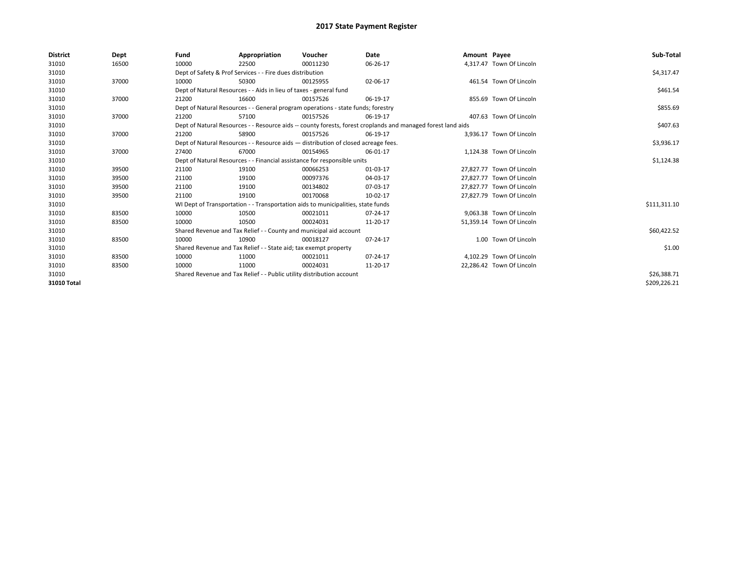# 2017 State Payment Register

| District | Dept | Fund | Appropriation | Voucher | Date | Amount | Payee | Sub-Total |
|---|---|---|---|---|---|---|---|---|
| 31010 | 16500 | 10000 | 22500 | 00011230 | 06-26-17 | 4,317.47 | Town Of Lincoln | |
| 31010 | | Dept of Safety & Prof Services - - Fire dues distribution | | | | | | $4,317.47 |
| 31010 | 37000 | 10000 | 50300 | 00125955 | 02-06-17 | 461.54 | Town Of Lincoln | |
| 31010 | | Dept of Natural Resources - - Aids in lieu of taxes - general fund | | | | | | $461.54 |
| 31010 | 37000 | 21200 | 16600 | 00157526 | 06-19-17 | 855.69 | Town Of Lincoln | |
| 31010 | | Dept of Natural Resources - - General program operations - state funds; forestry | | | | | | $855.69 |
| 31010 | 37000 | 21200 | 57100 | 00157526 | 06-19-17 | 407.63 | Town Of Lincoln | |
| 31010 | | Dept of Natural Resources - - Resource aids -- county forests, forest croplands and managed forest land aids | | | | | | $407.63 |
| 31010 | 37000 | 21200 | 58900 | 00157526 | 06-19-17 | 3,936.17 | Town Of Lincoln | |
| 31010 | | Dept of Natural Resources - - Resource aids — distribution of closed acreage fees. | | | | | | $3,936.17 |
| 31010 | 37000 | 27400 | 67000 | 00154965 | 06-01-17 | 1,124.38 | Town Of Lincoln | |
| 31010 | | Dept of Natural Resources - - Financial assistance for responsible units | | | | | | $1,124.38 |
| 31010 | 39500 | 21100 | 19100 | 00066253 | 01-03-17 | 27,827.77 | Town Of Lincoln | |
| 31010 | 39500 | 21100 | 19100 | 00097376 | 04-03-17 | 27,827.77 | Town Of Lincoln | |
| 31010 | 39500 | 21100 | 19100 | 00134802 | 07-03-17 | 27,827.77 | Town Of Lincoln | |
| 31010 | 39500 | 21100 | 19100 | 00170068 | 10-02-17 | 27,827.79 | Town Of Lincoln | |
| 31010 | | WI Dept of Transportation - - Transportation aids to municipalities, state funds | | | | | | $111,311.10 |
| 31010 | 83500 | 10000 | 10500 | 00021011 | 07-24-17 | 9,063.38 | Town Of Lincoln | |
| 31010 | 83500 | 10000 | 10500 | 00024031 | 11-20-17 | 51,359.14 | Town Of Lincoln | |
| 31010 | | Shared Revenue and Tax Relief - - County and municipal aid account | | | | | | $60,422.52 |
| 31010 | 83500 | 10000 | 10900 | 00018127 | 07-24-17 | 1.00 | Town Of Lincoln | |
| 31010 | | Shared Revenue and Tax Relief - - State aid; tax exempt property | | | | | | $1.00 |
| 31010 | 83500 | 10000 | 11000 | 00021011 | 07-24-17 | 4,102.29 | Town Of Lincoln | |
| 31010 | 83500 | 10000 | 11000 | 00024031 | 11-20-17 | 22,286.42 | Town Of Lincoln | |
| 31010 | | Shared Revenue and Tax Relief - - Public utility distribution account | | | | | | $26,388.71 |
| 31010 Total | | | | | | | | $209,226.21 |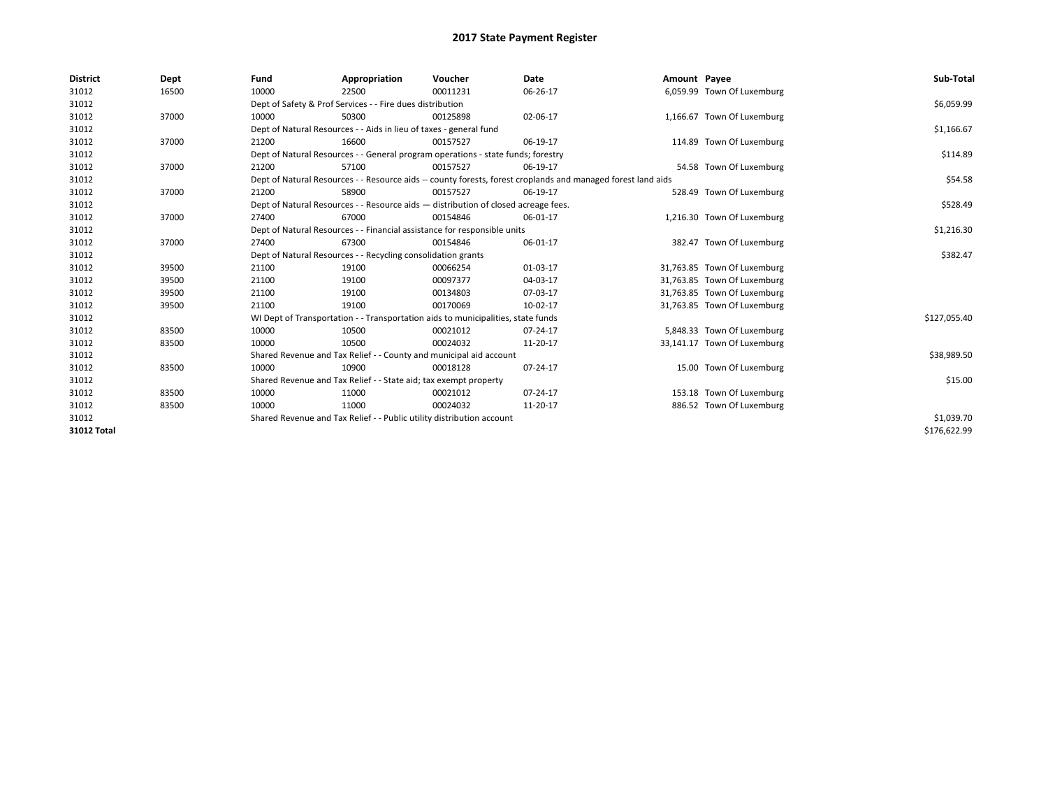# 2017 State Payment Register

| District | Dept | Fund | Appropriation | Voucher | Date | Amount | Payee | Sub-Total |
|---|---|---|---|---|---|---|---|---|
| 31012 | 16500 | 10000 | 22500 | 00011231 | 06-26-17 | 6,059.99 | Town Of Luxemburg | |
| 31012 | | Dept of Safety & Prof Services - - Fire dues distribution | | | | | | $6,059.99 |
| 31012 | 37000 | 10000 | 50300 | 00125898 | 02-06-17 | 1,166.67 | Town Of Luxemburg | |
| 31012 | | Dept of Natural Resources - - Aids in lieu of taxes - general fund | | | | | | $1,166.67 |
| 31012 | 37000 | 21200 | 16600 | 00157527 | 06-19-17 | 114.89 | Town Of Luxemburg | |
| 31012 | | Dept of Natural Resources - - General program operations - state funds; forestry | | | | | | $114.89 |
| 31012 | 37000 | 21200 | 57100 | 00157527 | 06-19-17 | 54.58 | Town Of Luxemburg | |
| 31012 | | Dept of Natural Resources - - Resource aids -- county forests, forest croplands and managed forest land aids | | | | | | $54.58 |
| 31012 | 37000 | 21200 | 58900 | 00157527 | 06-19-17 | 528.49 | Town Of Luxemburg | |
| 31012 | | Dept of Natural Resources - - Resource aids — distribution of closed acreage fees. | | | | | | $528.49 |
| 31012 | 37000 | 27400 | 67000 | 00154846 | 06-01-17 | 1,216.30 | Town Of Luxemburg | |
| 31012 | | Dept of Natural Resources - - Financial assistance for responsible units | | | | | | $1,216.30 |
| 31012 | 37000 | 27400 | 67300 | 00154846 | 06-01-17 | 382.47 | Town Of Luxemburg | |
| 31012 | | Dept of Natural Resources - - Recycling consolidation grants | | | | | | $382.47 |
| 31012 | 39500 | 21100 | 19100 | 00066254 | 01-03-17 | 31,763.85 | Town Of Luxemburg | |
| 31012 | 39500 | 21100 | 19100 | 00097377 | 04-03-17 | 31,763.85 | Town Of Luxemburg | |
| 31012 | 39500 | 21100 | 19100 | 00134803 | 07-03-17 | 31,763.85 | Town Of Luxemburg | |
| 31012 | 39500 | 21100 | 19100 | 00170069 | 10-02-17 | 31,763.85 | Town Of Luxemburg | |
| 31012 | | WI Dept of Transportation - - Transportation aids to municipalities, state funds | | | | | | $127,055.40 |
| 31012 | 83500 | 10000 | 10500 | 00021012 | 07-24-17 | 5,848.33 | Town Of Luxemburg | |
| 31012 | 83500 | 10000 | 10500 | 00024032 | 11-20-17 | 33,141.17 | Town Of Luxemburg | |
| 31012 | | Shared Revenue and Tax Relief - - County and municipal aid account | | | | | | $38,989.50 |
| 31012 | 83500 | 10000 | 10900 | 00018128 | 07-24-17 | 15.00 | Town Of Luxemburg | |
| 31012 | | Shared Revenue and Tax Relief - - State aid; tax exempt property | | | | | | $15.00 |
| 31012 | 83500 | 10000 | 11000 | 00021012 | 07-24-17 | 153.18 | Town Of Luxemburg | |
| 31012 | 83500 | 10000 | 11000 | 00024032 | 11-20-17 | 886.52 | Town Of Luxemburg | |
| 31012 | | Shared Revenue and Tax Relief - - Public utility distribution account | | | | | | $1,039.70 |
| **31012 Total** | | | | | | | | $176,622.99 |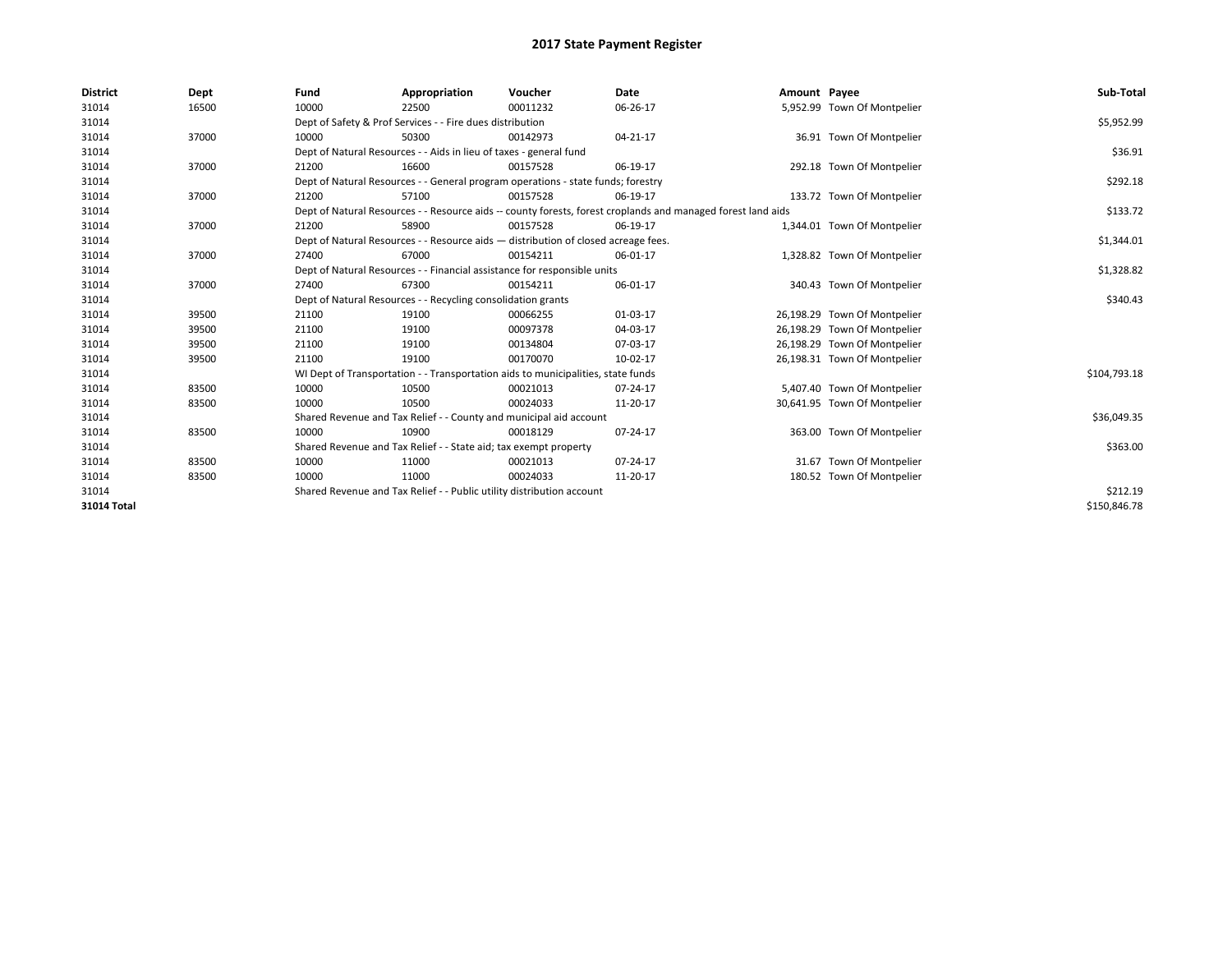# 2017 State Payment Register

| District | Dept | Fund | Appropriation | Voucher | Date | Amount | Payee | Sub-Total |
|---|---|---|---|---|---|---|---|---|
| 31014 | 16500 | 10000 | 22500 | 00011232 | 06-26-17 | 5,952.99 | Town Of Montpelier | |
| 31014 | | Dept of Safety & Prof Services - - Fire dues distribution | | | | | | $5,952.99 |
| 31014 | 37000 | 10000 | 50300 | 00142973 | 04-21-17 | 36.91 | Town Of Montpelier | |
| 31014 | | Dept of Natural Resources - - Aids in lieu of taxes - general fund | | | | | | $36.91 |
| 31014 | 37000 | 21200 | 16600 | 00157528 | 06-19-17 | 292.18 | Town Of Montpelier | |
| 31014 | | Dept of Natural Resources - - General program operations - state funds; forestry | | | | | | $292.18 |
| 31014 | 37000 | 21200 | 57100 | 00157528 | 06-19-17 | 133.72 | Town Of Montpelier | |
| 31014 | | Dept of Natural Resources - - Resource aids -- county forests, forest croplands and managed forest land aids | | | | | | $133.72 |
| 31014 | 37000 | 21200 | 58900 | 00157528 | 06-19-17 | 1,344.01 | Town Of Montpelier | |
| 31014 | | Dept of Natural Resources - - Resource aids — distribution of closed acreage fees. | | | | | | $1,344.01 |
| 31014 | 37000 | 27400 | 67000 | 00154211 | 06-01-17 | 1,328.82 | Town Of Montpelier | |
| 31014 | | Dept of Natural Resources - - Financial assistance for responsible units | | | | | | $1,328.82 |
| 31014 | 37000 | 27400 | 67300 | 00154211 | 06-01-17 | 340.43 | Town Of Montpelier | |
| 31014 | | Dept of Natural Resources - - Recycling consolidation grants | | | | | | $340.43 |
| 31014 | 39500 | 21100 | 19100 | 00066255 | 01-03-17 | 26,198.29 | Town Of Montpelier | |
| 31014 | 39500 | 21100 | 19100 | 00097378 | 04-03-17 | 26,198.29 | Town Of Montpelier | |
| 31014 | 39500 | 21100 | 19100 | 00134804 | 07-03-17 | 26,198.29 | Town Of Montpelier | |
| 31014 | 39500 | 21100 | 19100 | 00170070 | 10-02-17 | 26,198.31 | Town Of Montpelier | |
| 31014 | | WI Dept of Transportation - - Transportation aids to municipalities, state funds | | | | | | $104,793.18 |
| 31014 | 83500 | 10000 | 10500 | 00021013 | 07-24-17 | 5,407.40 | Town Of Montpelier | |
| 31014 | 83500 | 10000 | 10500 | 00024033 | 11-20-17 | 30,641.95 | Town Of Montpelier | |
| 31014 | | Shared Revenue and Tax Relief - - County and municipal aid account | | | | | | $36,049.35 |
| 31014 | 83500 | 10000 | 10900 | 00018129 | 07-24-17 | 363.00 | Town Of Montpelier | |
| 31014 | | Shared Revenue and Tax Relief - - State aid; tax exempt property | | | | | | $363.00 |
| 31014 | 83500 | 10000 | 11000 | 00021013 | 07-24-17 | 31.67 | Town Of Montpelier | |
| 31014 | 83500 | 10000 | 11000 | 00024033 | 11-20-17 | 180.52 | Town Of Montpelier | |
| 31014 | | Shared Revenue and Tax Relief - - Public utility distribution account | | | | | | $212.19 |
| **31014 Total** | | | | | | | | $150,846.78 |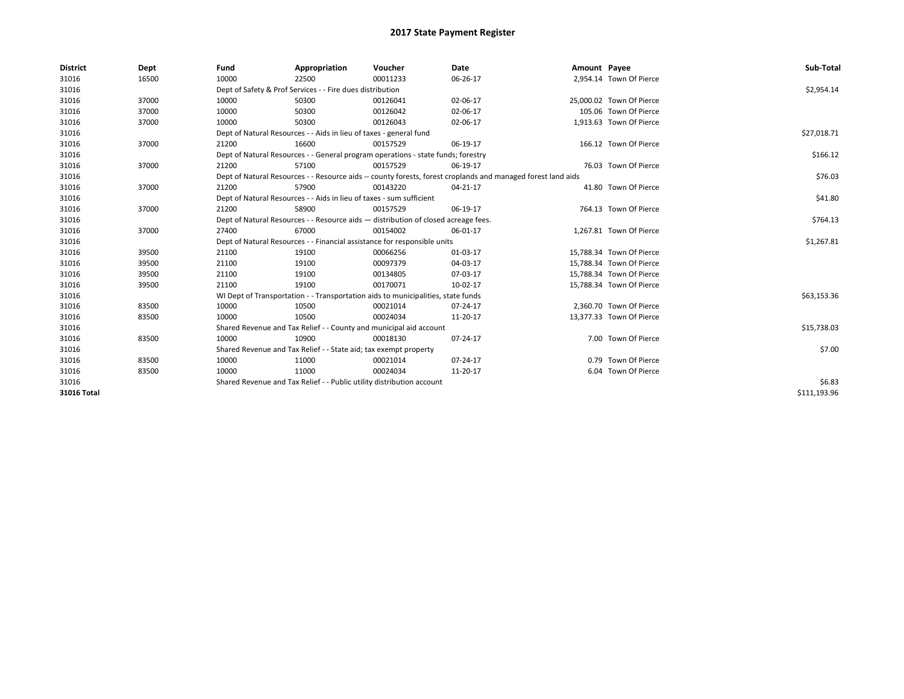# 2017 State Payment Register

| District | Dept | Fund | Appropriation | Voucher | Date | Amount | Payee | Sub-Total |
|---|---|---|---|---|---|---|---|---|
| 31016 | 16500 | 10000 | 22500 | 00011233 | 06-26-17 | 2,954.14 | Town Of Pierce | |
| 31016 | | Dept of Safety & Prof Services - - Fire dues distribution | | | | | | $2,954.14 |
| 31016 | 37000 | 10000 | 50300 | 00126041 | 02-06-17 | 25,000.02 | Town Of Pierce | |
| 31016 | 37000 | 10000 | 50300 | 00126042 | 02-06-17 | 105.06 | Town Of Pierce | |
| 31016 | 37000 | 10000 | 50300 | 00126043 | 02-06-17 | 1,913.63 | Town Of Pierce | |
| 31016 | | Dept of Natural Resources - - Aids in lieu of taxes - general fund | | | | | | $27,018.71 |
| 31016 | 37000 | 21200 | 16600 | 00157529 | 06-19-17 | 166.12 | Town Of Pierce | |
| 31016 | | Dept of Natural Resources - - General program operations - state funds; forestry | | | | | | $166.12 |
| 31016 | 37000 | 21200 | 57100 | 00157529 | 06-19-17 | 76.03 | Town Of Pierce | |
| 31016 | | Dept of Natural Resources - - Resource aids -- county forests, forest croplands and managed forest land aids | | | | | | $76.03 |
| 31016 | 37000 | 21200 | 57900 | 00143220 | 04-21-17 | 41.80 | Town Of Pierce | |
| 31016 | | Dept of Natural Resources - - Aids in lieu of taxes - sum sufficient | | | | | | $41.80 |
| 31016 | 37000 | 21200 | 58900 | 00157529 | 06-19-17 | 764.13 | Town Of Pierce | |
| 31016 | | Dept of Natural Resources - - Resource aids — distribution of closed acreage fees. | | | | | | $764.13 |
| 31016 | 37000 | 27400 | 67000 | 00154002 | 06-01-17 | 1,267.81 | Town Of Pierce | |
| 31016 | | Dept of Natural Resources - - Financial assistance for responsible units | | | | | | $1,267.81 |
| 31016 | 39500 | 21100 | 19100 | 00066256 | 01-03-17 | 15,788.34 | Town Of Pierce | |
| 31016 | 39500 | 21100 | 19100 | 00097379 | 04-03-17 | 15,788.34 | Town Of Pierce | |
| 31016 | 39500 | 21100 | 19100 | 00134805 | 07-03-17 | 15,788.34 | Town Of Pierce | |
| 31016 | 39500 | 21100 | 19100 | 00170071 | 10-02-17 | 15,788.34 | Town Of Pierce | |
| 31016 | | WI Dept of Transportation - - Transportation aids to municipalities, state funds | | | | | | $63,153.36 |
| 31016 | 83500 | 10000 | 10500 | 00021014 | 07-24-17 | 2,360.70 | Town Of Pierce | |
| 31016 | 83500 | 10000 | 10500 | 00024034 | 11-20-17 | 13,377.33 | Town Of Pierce | |
| 31016 | | Shared Revenue and Tax Relief - - County and municipal aid account | | | | | | $15,738.03 |
| 31016 | 83500 | 10000 | 10900 | 00018130 | 07-24-17 | 7.00 | Town Of Pierce | |
| 31016 | | Shared Revenue and Tax Relief - - State aid; tax exempt property | | | | | | $7.00 |
| 31016 | 83500 | 10000 | 11000 | 00021014 | 07-24-17 | 0.79 | Town Of Pierce | |
| 31016 | 83500 | 10000 | 11000 | 00024034 | 11-20-17 | 6.04 | Town Of Pierce | |
| 31016 | | Shared Revenue and Tax Relief - - Public utility distribution account | | | | | | $6.83 |
| **31016 Total** | | | | | | | | $111,193.96 |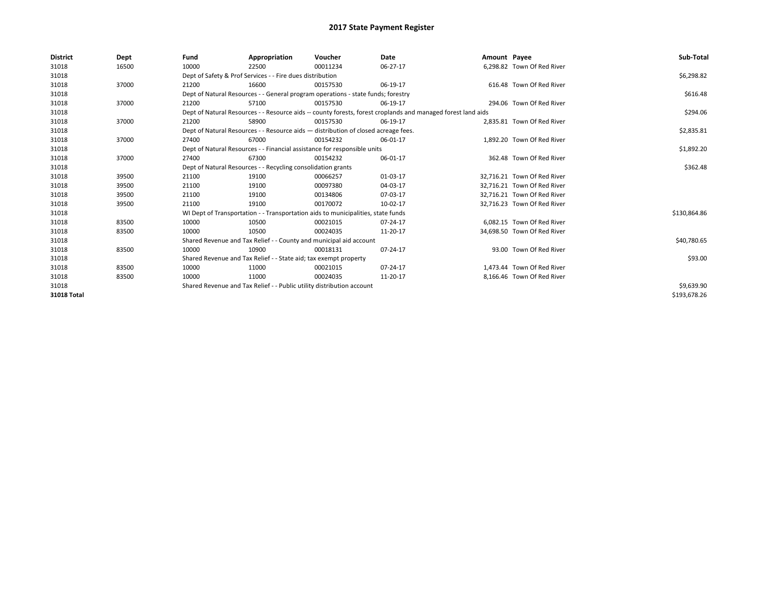# 2017 State Payment Register

| District | Dept | Fund | Appropriation | Voucher | Date | Amount | Payee | Sub-Total |
|---|---|---|---|---|---|---|---|---|
| 31018 | 16500 | 10000 | 22500 | 00011234 | 06-27-17 | 6,298.82 | Town Of Red River | |
| 31018 | | Dept of Safety & Prof Services - - Fire dues distribution | | | | | | $6,298.82 |
| 31018 | 37000 | 21200 | 16600 | 00157530 | 06-19-17 | 616.48 | Town Of Red River | |
| 31018 | | Dept of Natural Resources - - General program operations - state funds; forestry | | | | | | $616.48 |
| 31018 | 37000 | 21200 | 57100 | 00157530 | 06-19-17 | 294.06 | Town Of Red River | |
| 31018 | | Dept of Natural Resources - - Resource aids -- county forests, forest croplands and managed forest land aids | | | | | | $294.06 |
| 31018 | 37000 | 21200 | 58900 | 00157530 | 06-19-17 | 2,835.81 | Town Of Red River | |
| 31018 | | Dept of Natural Resources - - Resource aids — distribution of closed acreage fees. | | | | | | $2,835.81 |
| 31018 | 37000 | 27400 | 67000 | 00154232 | 06-01-17 | 1,892.20 | Town Of Red River | |
| 31018 | | Dept of Natural Resources - - Financial assistance for responsible units | | | | | | $1,892.20 |
| 31018 | 37000 | 27400 | 67300 | 00154232 | 06-01-17 | 362.48 | Town Of Red River | |
| 31018 | | Dept of Natural Resources - - Recycling consolidation grants | | | | | | $362.48 |
| 31018 | 39500 | 21100 | 19100 | 00066257 | 01-03-17 | 32,716.21 | Town Of Red River | |
| 31018 | 39500 | 21100 | 19100 | 00097380 | 04-03-17 | 32,716.21 | Town Of Red River | |
| 31018 | 39500 | 21100 | 19100 | 00134806 | 07-03-17 | 32,716.21 | Town Of Red River | |
| 31018 | 39500 | 21100 | 19100 | 00170072 | 10-02-17 | 32,716.23 | Town Of Red River | |
| 31018 | | WI Dept of Transportation - - Transportation aids to municipalities, state funds | | | | | | $130,864.86 |
| 31018 | 83500 | 10000 | 10500 | 00021015 | 07-24-17 | 6,082.15 | Town Of Red River | |
| 31018 | 83500 | 10000 | 10500 | 00024035 | 11-20-17 | 34,698.50 | Town Of Red River | |
| 31018 | | Shared Revenue and Tax Relief - - County and municipal aid account | | | | | | $40,780.65 |
| 31018 | 83500 | 10000 | 10900 | 00018131 | 07-24-17 | 93.00 | Town Of Red River | |
| 31018 | | Shared Revenue and Tax Relief - - State aid; tax exempt property | | | | | | $93.00 |
| 31018 | 83500 | 10000 | 11000 | 00021015 | 07-24-17 | 1,473.44 | Town Of Red River | |
| 31018 | 83500 | 10000 | 11000 | 00024035 | 11-20-17 | 8,166.46 | Town Of Red River | |
| 31018 | | Shared Revenue and Tax Relief - - Public utility distribution account | | | | | | $9,639.90 |
| **31018 Total** | | | | | | | | $193,678.26 |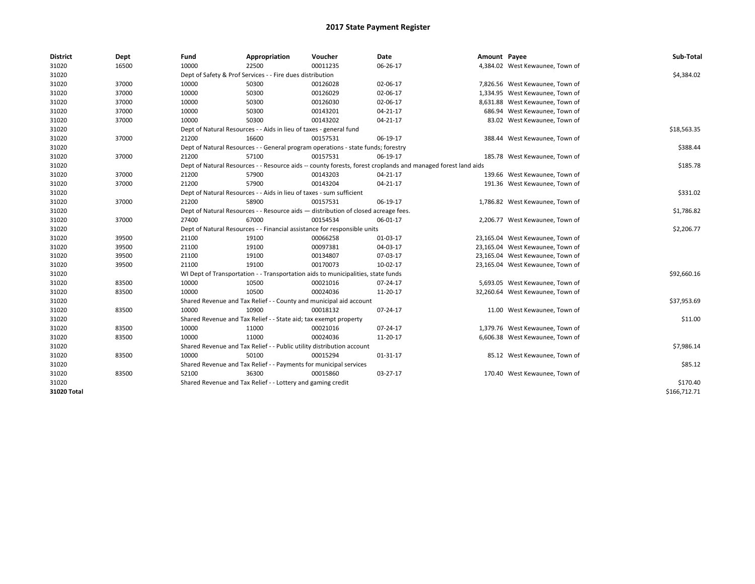# 2017 State Payment Register

| District | Dept | Fund | Appropriation | Voucher | Date | Amount | Payee | Sub-Total |
|---|---|---|---|---|---|---|---|---|
| 31020 | 16500 | 10000 | 22500 | 00011235 | 06-26-17 | 4,384.02 | West Kewaunee, Town of | |
| 31020 | | Dept of Safety & Prof Services - - Fire dues distribution | | | | | | $4,384.02 |
| 31020 | 37000 | 10000 | 50300 | 00126028 | 02-06-17 | 7,826.56 | West Kewaunee, Town of | |
| 31020 | 37000 | 10000 | 50300 | 00126029 | 02-06-17 | 1,334.95 | West Kewaunee, Town of | |
| 31020 | 37000 | 10000 | 50300 | 00126030 | 02-06-17 | 8,631.88 | West Kewaunee, Town of | |
| 31020 | 37000 | 10000 | 50300 | 00143201 | 04-21-17 | 686.94 | West Kewaunee, Town of | |
| 31020 | 37000 | 10000 | 50300 | 00143202 | 04-21-17 | 83.02 | West Kewaunee, Town of | |
| 31020 | | Dept of Natural Resources - - Aids in lieu of taxes - general fund | | | | | | $18,563.35 |
| 31020 | 37000 | 21200 | 16600 | 00157531 | 06-19-17 | 388.44 | West Kewaunee, Town of | |
| 31020 | | Dept of Natural Resources - - General program operations - state funds; forestry | | | | | | $388.44 |
| 31020 | 37000 | 21200 | 57100 | 00157531 | 06-19-17 | 185.78 | West Kewaunee, Town of | |
| 31020 | | Dept of Natural Resources - - Resource aids -- county forests, forest croplands and managed forest land aids | | | | | | $185.78 |
| 31020 | 37000 | 21200 | 57900 | 00143203 | 04-21-17 | 139.66 | West Kewaunee, Town of | |
| 31020 | 37000 | 21200 | 57900 | 00143204 | 04-21-17 | 191.36 | West Kewaunee, Town of | |
| 31020 | | Dept of Natural Resources - - Aids in lieu of taxes - sum sufficient | | | | | | $331.02 |
| 31020 | 37000 | 21200 | 58900 | 00157531 | 06-19-17 | 1,786.82 | West Kewaunee, Town of | |
| 31020 | | Dept of Natural Resources - - Resource aids — distribution of closed acreage fees. | | | | | | $1,786.82 |
| 31020 | 37000 | 27400 | 67000 | 00154534 | 06-01-17 | 2,206.77 | West Kewaunee, Town of | |
| 31020 | | Dept of Natural Resources - - Financial assistance for responsible units | | | | | | $2,206.77 |
| 31020 | 39500 | 21100 | 19100 | 00066258 | 01-03-17 | 23,165.04 | West Kewaunee, Town of | |
| 31020 | 39500 | 21100 | 19100 | 00097381 | 04-03-17 | 23,165.04 | West Kewaunee, Town of | |
| 31020 | 39500 | 21100 | 19100 | 00134807 | 07-03-17 | 23,165.04 | West Kewaunee, Town of | |
| 31020 | 39500 | 21100 | 19100 | 00170073 | 10-02-17 | 23,165.04 | West Kewaunee, Town of | |
| 31020 | | WI Dept of Transportation - - Transportation aids to municipalities, state funds | | | | | | $92,660.16 |
| 31020 | 83500 | 10000 | 10500 | 00021016 | 07-24-17 | 5,693.05 | West Kewaunee, Town of | |
| 31020 | 83500 | 10000 | 10500 | 00024036 | 11-20-17 | 32,260.64 | West Kewaunee, Town of | |
| 31020 | | Shared Revenue and Tax Relief - - County and municipal aid account | | | | | | $37,953.69 |
| 31020 | 83500 | 10000 | 10900 | 00018132 | 07-24-17 | 11.00 | West Kewaunee, Town of | |
| 31020 | | Shared Revenue and Tax Relief - - State aid; tax exempt property | | | | | | $11.00 |
| 31020 | 83500 | 10000 | 11000 | 00021016 | 07-24-17 | 1,379.76 | West Kewaunee, Town of | |
| 31020 | 83500 | 10000 | 11000 | 00024036 | 11-20-17 | 6,606.38 | West Kewaunee, Town of | |
| 31020 | | Shared Revenue and Tax Relief - - Public utility distribution account | | | | | | $7,986.14 |
| 31020 | 83500 | 10000 | 50100 | 00015294 | 01-31-17 | 85.12 | West Kewaunee, Town of | |
| 31020 | | Shared Revenue and Tax Relief - - Payments for municipal services | | | | | | $85.12 |
| 31020 | 83500 | 52100 | 36300 | 00015860 | 03-27-17 | 170.40 | West Kewaunee, Town of | |
| 31020 | | Shared Revenue and Tax Relief - - Lottery and gaming credit | | | | | | $170.40 |
| **31020 Total** | | | | | | | | $166,712.71 |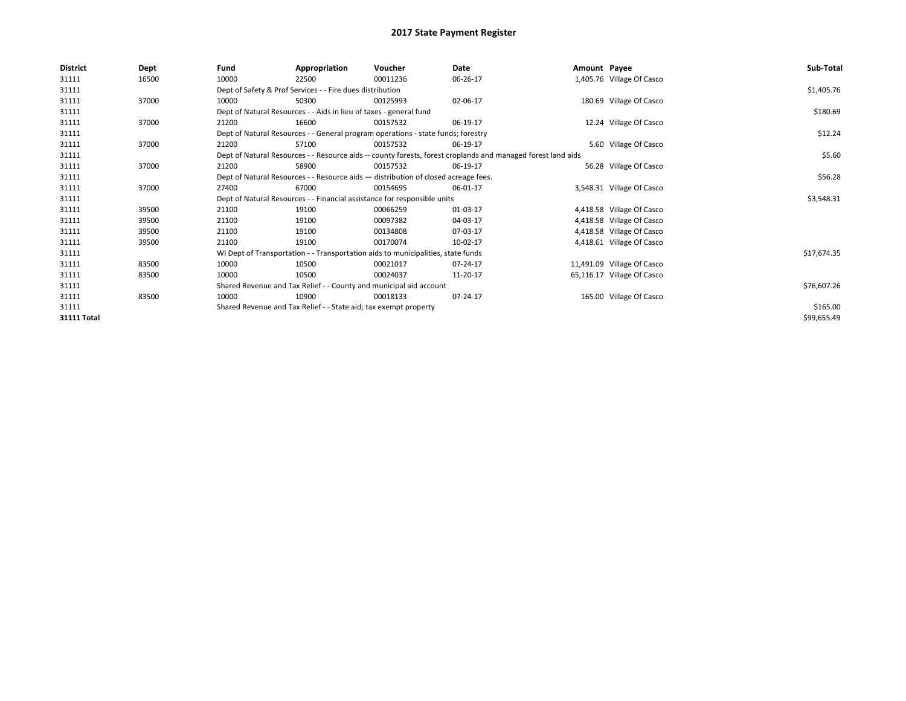# 2017 State Payment Register

| District | Dept | Fund | Appropriation | Voucher | Date | Amount | Payee | Sub-Total |
|---|---|---|---|---|---|---|---|---|
| 31111 | 16500 | 10000 | 22500 | 00011236 | 06-26-17 | 1,405.76 | Village Of Casco | |
| 31111 | | Dept of Safety & Prof Services - - Fire dues distribution | | | | | | $1,405.76 |
| 31111 | 37000 | 10000 | 50300 | 00125993 | 02-06-17 | 180.69 | Village Of Casco | |
| 31111 | | Dept of Natural Resources - - Aids in lieu of taxes - general fund | | | | | | $180.69 |
| 31111 | 37000 | 21200 | 16600 | 00157532 | 06-19-17 | 12.24 | Village Of Casco | |
| 31111 | | Dept of Natural Resources - - General program operations - state funds; forestry | | | | | | $12.24 |
| 31111 | 37000 | 21200 | 57100 | 00157532 | 06-19-17 | 5.60 | Village Of Casco | |
| 31111 | | Dept of Natural Resources - - Resource aids -- county forests, forest croplands and managed forest land aids | | | | | | $5.60 |
| 31111 | 37000 | 21200 | 58900 | 00157532 | 06-19-17 | 56.28 | Village Of Casco | |
| 31111 | | Dept of Natural Resources - - Resource aids — distribution of closed acreage fees. | | | | | | $56.28 |
| 31111 | 37000 | 27400 | 67000 | 00154695 | 06-01-17 | 3,548.31 | Village Of Casco | |
| 31111 | | Dept of Natural Resources - - Financial assistance for responsible units | | | | | | $3,548.31 |
| 31111 | 39500 | 21100 | 19100 | 00066259 | 01-03-17 | 4,418.58 | Village Of Casco | |
| 31111 | 39500 | 21100 | 19100 | 00097382 | 04-03-17 | 4,418.58 | Village Of Casco | |
| 31111 | 39500 | 21100 | 19100 | 00134808 | 07-03-17 | 4,418.58 | Village Of Casco | |
| 31111 | 39500 | 21100 | 19100 | 00170074 | 10-02-17 | 4,418.61 | Village Of Casco | |
| 31111 | | WI Dept of Transportation - - Transportation aids to municipalities, state funds | | | | | | $17,674.35 |
| 31111 | 83500 | 10000 | 10500 | 00021017 | 07-24-17 | 11,491.09 | Village Of Casco | |
| 31111 | 83500 | 10000 | 10500 | 00024037 | 11-20-17 | 65,116.17 | Village Of Casco | |
| 31111 | | Shared Revenue and Tax Relief - - County and municipal aid account | | | | | | $76,607.26 |
| 31111 | 83500 | 10000 | 10900 | 00018133 | 07-24-17 | 165.00 | Village Of Casco | |
| 31111 | | Shared Revenue and Tax Relief - - State aid; tax exempt property | | | | | | $165.00 |
| 31111 Total | | | | | | | | $99,655.49 |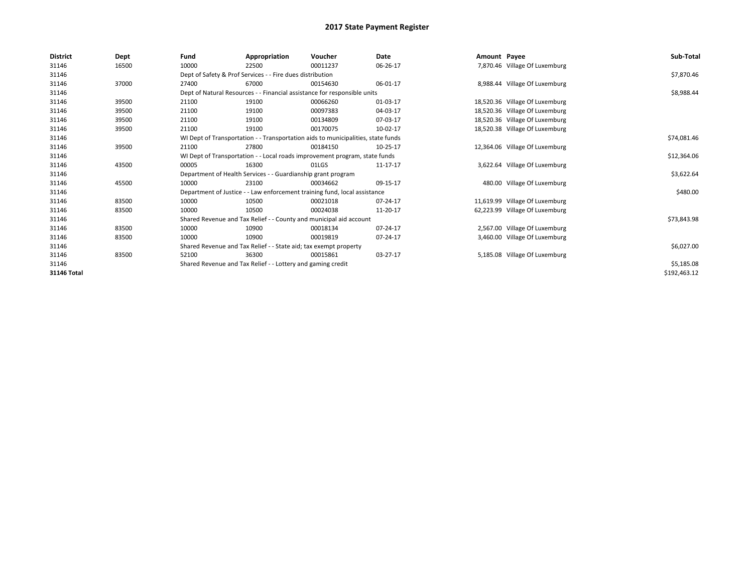# 2017 State Payment Register

| District | Dept | Fund | Appropriation | Voucher | Date | Amount | Payee | Sub-Total |
|---|---|---|---|---|---|---|---|---|
| 31146 | 16500 | 10000 | 22500 | 00011237 | 06-26-17 | 7,870.46 | Village Of Luxemburg | |
| 31146 | | Dept of Safety & Prof Services - - Fire dues distribution | | | | | | $7,870.46 |
| 31146 | 37000 | 27400 | 67000 | 00154630 | 06-01-17 | 8,988.44 | Village Of Luxemburg | |
| 31146 | | Dept of Natural Resources - - Financial assistance for responsible units | | | | | | $8,988.44 |
| 31146 | 39500 | 21100 | 19100 | 00066260 | 01-03-17 | 18,520.36 | Village Of Luxemburg | |
| 31146 | 39500 | 21100 | 19100 | 00097383 | 04-03-17 | 18,520.36 | Village Of Luxemburg | |
| 31146 | 39500 | 21100 | 19100 | 00134809 | 07-03-17 | 18,520.36 | Village Of Luxemburg | |
| 31146 | 39500 | 21100 | 19100 | 00170075 | 10-02-17 | 18,520.38 | Village Of Luxemburg | |
| 31146 | | WI Dept of Transportation - - Transportation aids to municipalities, state funds | | | | | | $74,081.46 |
| 31146 | 39500 | 21100 | 27800 | 00184150 | 10-25-17 | 12,364.06 | Village Of Luxemburg | |
| 31146 | | WI Dept of Transportation - - Local roads improvement program, state funds | | | | | | $12,364.06 |
| 31146 | 43500 | 00005 | 16300 | 01LGS | 11-17-17 | 3,622.64 | Village Of Luxemburg | |
| 31146 | | Department of Health Services - - Guardianship grant program | | | | | | $3,622.64 |
| 31146 | 45500 | 10000 | 23100 | 00034662 | 09-15-17 | 480.00 | Village Of Luxemburg | |
| 31146 | | Department of Justice - - Law enforcement training fund, local assistance | | | | | | $480.00 |
| 31146 | 83500 | 10000 | 10500 | 00021018 | 07-24-17 | 11,619.99 | Village Of Luxemburg | |
| 31146 | 83500 | 10000 | 10500 | 00024038 | 11-20-17 | 62,223.99 | Village Of Luxemburg | |
| 31146 | | Shared Revenue and Tax Relief - - County and municipal aid account | | | | | | $73,843.98 |
| 31146 | 83500 | 10000 | 10900 | 00018134 | 07-24-17 | 2,567.00 | Village Of Luxemburg | |
| 31146 | 83500 | 10000 | 10900 | 00019819 | 07-24-17 | 3,460.00 | Village Of Luxemburg | |
| 31146 | | Shared Revenue and Tax Relief - - State aid; tax exempt property | | | | | | $6,027.00 |
| 31146 | 83500 | 52100 | 36300 | 00015861 | 03-27-17 | 5,185.08 | Village Of Luxemburg | |
| 31146 | | Shared Revenue and Tax Relief - - Lottery and gaming credit | | | | | | $5,185.08 |
| **31146 Total** | | | | | | | | $192,463.12 |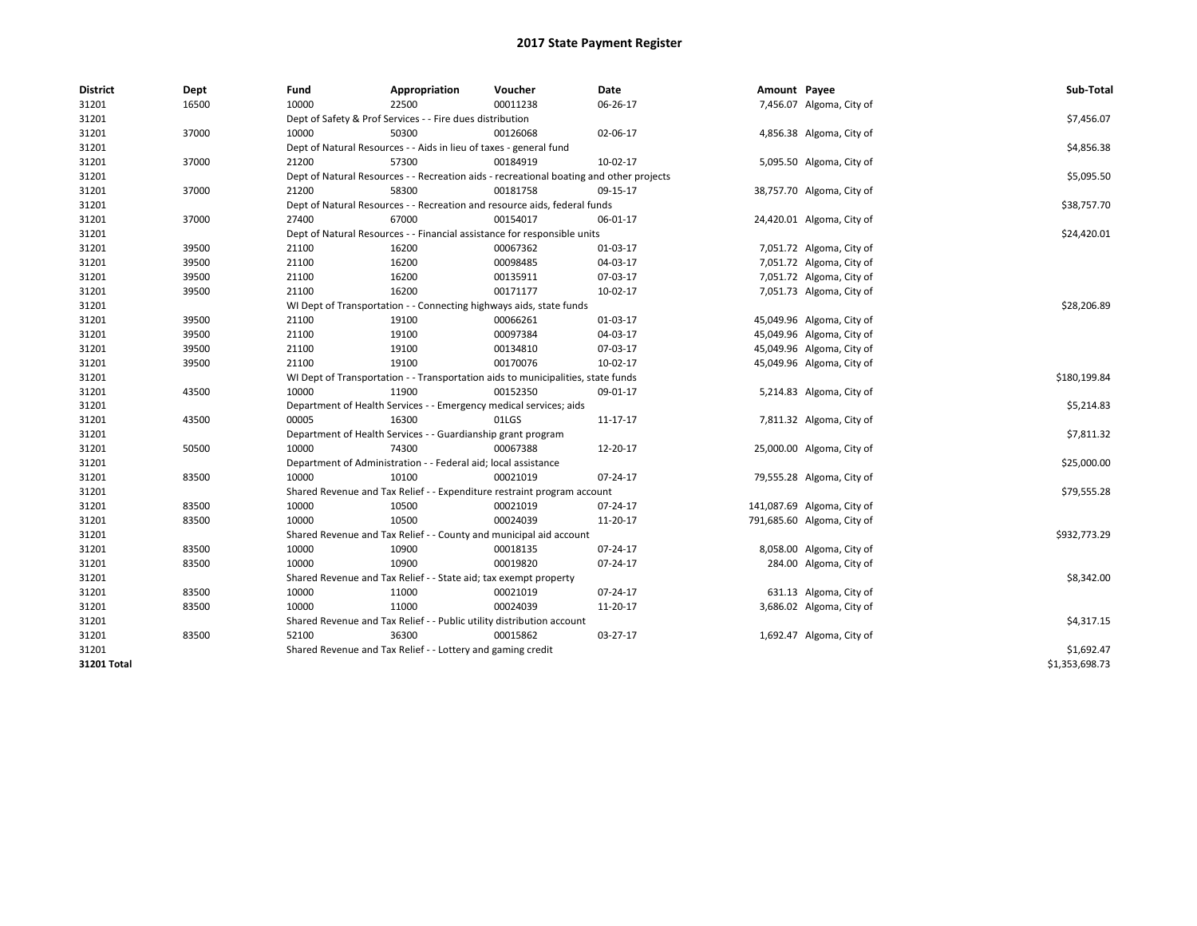# 2017 State Payment Register

| District | Dept | Fund | Appropriation | Voucher | Date | Amount | Payee | Sub-Total |
|---|---|---|---|---|---|---|---|---|
| 31201 | 16500 | 10000 | 22500 | 00011238 | 06-26-17 | 7,456.07 | Algoma, City of | |
| 31201 | | Dept of Safety & Prof Services - - Fire dues distribution | | | | | | $7,456.07 |
| 31201 | 37000 | 10000 | 50300 | 00126068 | 02-06-17 | 4,856.38 | Algoma, City of | |
| 31201 | | Dept of Natural Resources - - Aids in lieu of taxes - general fund | | | | | | $4,856.38 |
| 31201 | 37000 | 21200 | 57300 | 00184919 | 10-02-17 | 5,095.50 | Algoma, City of | |
| 31201 | | Dept of Natural Resources - - Recreation aids - recreational boating and other projects | | | | | | $5,095.50 |
| 31201 | 37000 | 21200 | 58300 | 00181758 | 09-15-17 | 38,757.70 | Algoma, City of | |
| 31201 | | Dept of Natural Resources - - Recreation and resource aids, federal funds | | | | | | $38,757.70 |
| 31201 | 37000 | 27400 | 67000 | 00154017 | 06-01-17 | 24,420.01 | Algoma, City of | |
| 31201 | | Dept of Natural Resources - - Financial assistance for responsible units | | | | | | $24,420.01 |
| 31201 | 39500 | 21100 | 16200 | 00067362 | 01-03-17 | 7,051.72 | Algoma, City of | |
| 31201 | 39500 | 21100 | 16200 | 00098485 | 04-03-17 | 7,051.72 | Algoma, City of | |
| 31201 | 39500 | 21100 | 16200 | 00135911 | 07-03-17 | 7,051.72 | Algoma, City of | |
| 31201 | 39500 | 21100 | 16200 | 00171177 | 10-02-17 | 7,051.73 | Algoma, City of | |
| 31201 | | WI Dept of Transportation - - Connecting highways aids, state funds | | | | | | $28,206.89 |
| 31201 | 39500 | 21100 | 19100 | 00066261 | 01-03-17 | 45,049.96 | Algoma, City of | |
| 31201 | 39500 | 21100 | 19100 | 00097384 | 04-03-17 | 45,049.96 | Algoma, City of | |
| 31201 | 39500 | 21100 | 19100 | 00134810 | 07-03-17 | 45,049.96 | Algoma, City of | |
| 31201 | 39500 | 21100 | 19100 | 00170076 | 10-02-17 | 45,049.96 | Algoma, City of | |
| 31201 | | WI Dept of Transportation - - Transportation aids to municipalities, state funds | | | | | | $180,199.84 |
| 31201 | 43500 | 10000 | 11900 | 00152350 | 09-01-17 | 5,214.83 | Algoma, City of | |
| 31201 | | Department of Health Services - - Emergency medical services; aids | | | | | | $5,214.83 |
| 31201 | 43500 | 00005 | 16300 | 01LGS | 11-17-17 | 7,811.32 | Algoma, City of | |
| 31201 | | Department of Health Services - - Guardianship grant program | | | | | | $7,811.32 |
| 31201 | 50500 | 10000 | 74300 | 00067388 | 12-20-17 | 25,000.00 | Algoma, City of | |
| 31201 | | Department of Administration - - Federal aid; local assistance | | | | | | $25,000.00 |
| 31201 | 83500 | 10000 | 10100 | 00021019 | 07-24-17 | 79,555.28 | Algoma, City of | |
| 31201 | | Shared Revenue and Tax Relief - - Expenditure restraint program account | | | | | | $79,555.28 |
| 31201 | 83500 | 10000 | 10500 | 00021019 | 07-24-17 | 141,087.69 | Algoma, City of | |
| 31201 | 83500 | 10000 | 10500 | 00024039 | 11-20-17 | 791,685.60 | Algoma, City of | |
| 31201 | | Shared Revenue and Tax Relief - - County and municipal aid account | | | | | | $932,773.29 |
| 31201 | 83500 | 10000 | 10900 | 00018135 | 07-24-17 | 8,058.00 | Algoma, City of | |
| 31201 | 83500 | 10000 | 10900 | 00019820 | 07-24-17 | 284.00 | Algoma, City of | |
| 31201 | | Shared Revenue and Tax Relief - - State aid; tax exempt property | | | | | | $8,342.00 |
| 31201 | 83500 | 10000 | 11000 | 00021019 | 07-24-17 | 631.13 | Algoma, City of | |
| 31201 | 83500 | 10000 | 11000 | 00024039 | 11-20-17 | 3,686.02 | Algoma, City of | |
| 31201 | | Shared Revenue and Tax Relief - - Public utility distribution account | | | | | | $4,317.15 |
| 31201 | 83500 | 52100 | 36300 | 00015862 | 03-27-17 | 1,692.47 | Algoma, City of | |
| 31201 | | Shared Revenue and Tax Relief - - Lottery and gaming credit | | | | | | $1,692.47 |
| **31201 Total** | | | | | | | | $1,353,698.73 |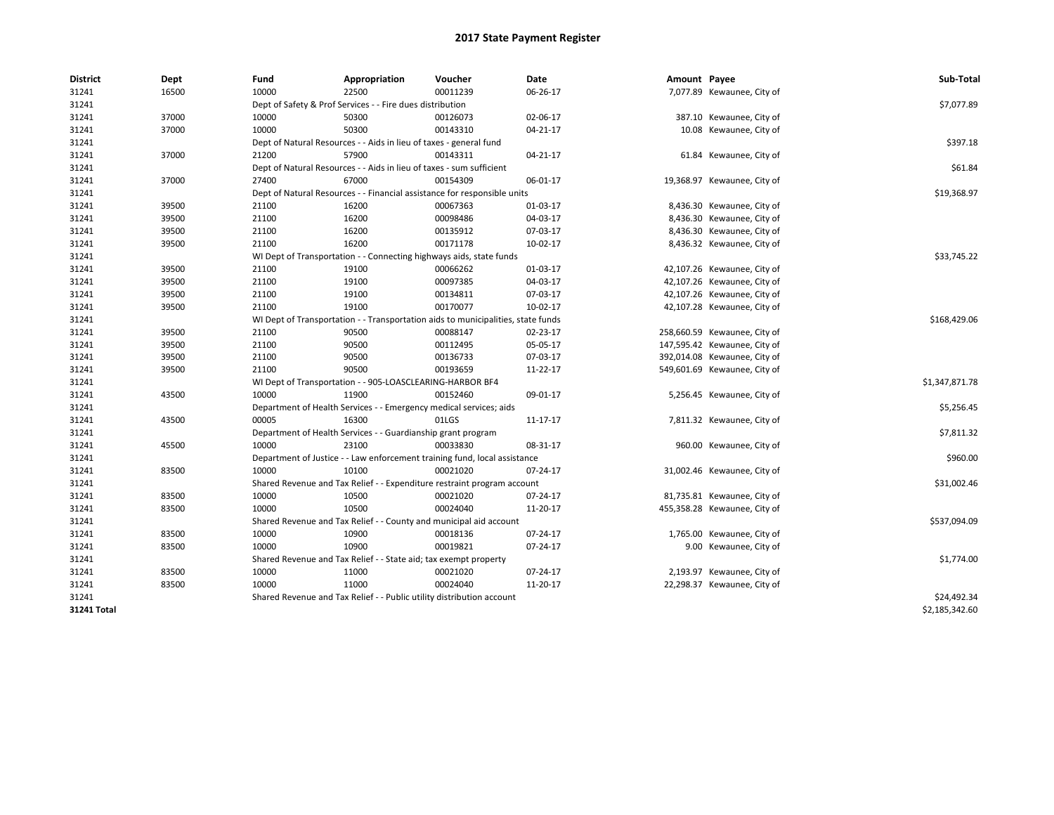# 2017 State Payment Register

| District | Dept | Fund | Appropriation | Voucher | Date | Amount | Payee | Sub-Total |
|---|---|---|---|---|---|---|---|---|
| 31241 | 16500 | 10000 | 22500 | 00011239 | 06-26-17 | 7,077.89 | Kewaunee, City of | |
| 31241 | | Dept of Safety & Prof Services - - Fire dues distribution | | | | | | $7,077.89 |
| 31241 | 37000 | 10000 | 50300 | 00126073 | 02-06-17 | 387.10 | Kewaunee, City of | |
| 31241 | 37000 | 10000 | 50300 | 00143310 | 04-21-17 | 10.08 | Kewaunee, City of | |
| 31241 | | Dept of Natural Resources - - Aids in lieu of taxes - general fund | | | | | | $397.18 |
| 31241 | 37000 | 21200 | 57900 | 00143311 | 04-21-17 | 61.84 | Kewaunee, City of | |
| 31241 | | Dept of Natural Resources - - Aids in lieu of taxes - sum sufficient | | | | | | $61.84 |
| 31241 | 37000 | 27400 | 67000 | 00154309 | 06-01-17 | 19,368.97 | Kewaunee, City of | |
| 31241 | | Dept of Natural Resources - - Financial assistance for responsible units | | | | | | $19,368.97 |
| 31241 | 39500 | 21100 | 16200 | 00067363 | 01-03-17 | 8,436.30 | Kewaunee, City of | |
| 31241 | 39500 | 21100 | 16200 | 00098486 | 04-03-17 | 8,436.30 | Kewaunee, City of | |
| 31241 | 39500 | 21100 | 16200 | 00135912 | 07-03-17 | 8,436.30 | Kewaunee, City of | |
| 31241 | 39500 | 21100 | 16200 | 00171178 | 10-02-17 | 8,436.32 | Kewaunee, City of | |
| 31241 | | WI Dept of Transportation - - Connecting highways aids, state funds | | | | | | $33,745.22 |
| 31241 | 39500 | 21100 | 19100 | 00066262 | 01-03-17 | 42,107.26 | Kewaunee, City of | |
| 31241 | 39500 | 21100 | 19100 | 00097385 | 04-03-17 | 42,107.26 | Kewaunee, City of | |
| 31241 | 39500 | 21100 | 19100 | 00134811 | 07-03-17 | 42,107.26 | Kewaunee, City of | |
| 31241 | 39500 | 21100 | 19100 | 00170077 | 10-02-17 | 42,107.28 | Kewaunee, City of | |
| 31241 | | WI Dept of Transportation - - Transportation aids to municipalities, state funds | | | | | | $168,429.06 |
| 31241 | 39500 | 21100 | 90500 | 00088147 | 02-23-17 | 258,660.59 | Kewaunee, City of | |
| 31241 | 39500 | 21100 | 90500 | 00112495 | 05-05-17 | 147,595.42 | Kewaunee, City of | |
| 31241 | 39500 | 21100 | 90500 | 00136733 | 07-03-17 | 392,014.08 | Kewaunee, City of | |
| 31241 | 39500 | 21100 | 90500 | 00193659 | 11-22-17 | 549,601.69 | Kewaunee, City of | |
| 31241 | | WI Dept of Transportation - - 905-LOASCLEARING-HARBOR BF4 | | | | | | $1,347,871.78 |
| 31241 | 43500 | 10000 | 11900 | 00152460 | 09-01-17 | 5,256.45 | Kewaunee, City of | |
| 31241 | | Department of Health Services - - Emergency medical services; aids | | | | | | $5,256.45 |
| 31241 | 43500 | 00005 | 16300 | 01LGS | 11-17-17 | 7,811.32 | Kewaunee, City of | |
| 31241 | | Department of Health Services - - Guardianship grant program | | | | | | $7,811.32 |
| 31241 | 45500 | 10000 | 23100 | 00033830 | 08-31-17 | 960.00 | Kewaunee, City of | |
| 31241 | | Department of Justice - - Law enforcement training fund, local assistance | | | | | | $960.00 |
| 31241 | 83500 | 10000 | 10100 | 00021020 | 07-24-17 | 31,002.46 | Kewaunee, City of | |
| 31241 | | Shared Revenue and Tax Relief - - Expenditure restraint program account | | | | | | $31,002.46 |
| 31241 | 83500 | 10000 | 10500 | 00021020 | 07-24-17 | 81,735.81 | Kewaunee, City of | |
| 31241 | 83500 | 10000 | 10500 | 00024040 | 11-20-17 | 455,358.28 | Kewaunee, City of | |
| 31241 | | Shared Revenue and Tax Relief - - County and municipal aid account | | | | | | $537,094.09 |
| 31241 | 83500 | 10000 | 10900 | 00018136 | 07-24-17 | 1,765.00 | Kewaunee, City of | |
| 31241 | 83500 | 10000 | 10900 | 00019821 | 07-24-17 | 9.00 | Kewaunee, City of | |
| 31241 | | Shared Revenue and Tax Relief - - State aid; tax exempt property | | | | | | $1,774.00 |
| 31241 | 83500 | 10000 | 11000 | 00021020 | 07-24-17 | 2,193.97 | Kewaunee, City of | |
| 31241 | 83500 | 10000 | 11000 | 00024040 | 11-20-17 | 22,298.37 | Kewaunee, City of | |
| 31241 | | Shared Revenue and Tax Relief - - Public utility distribution account | | | | | | $24,492.34 |
| **31241 Total** | | | | | | | | $2,185,342.60 |